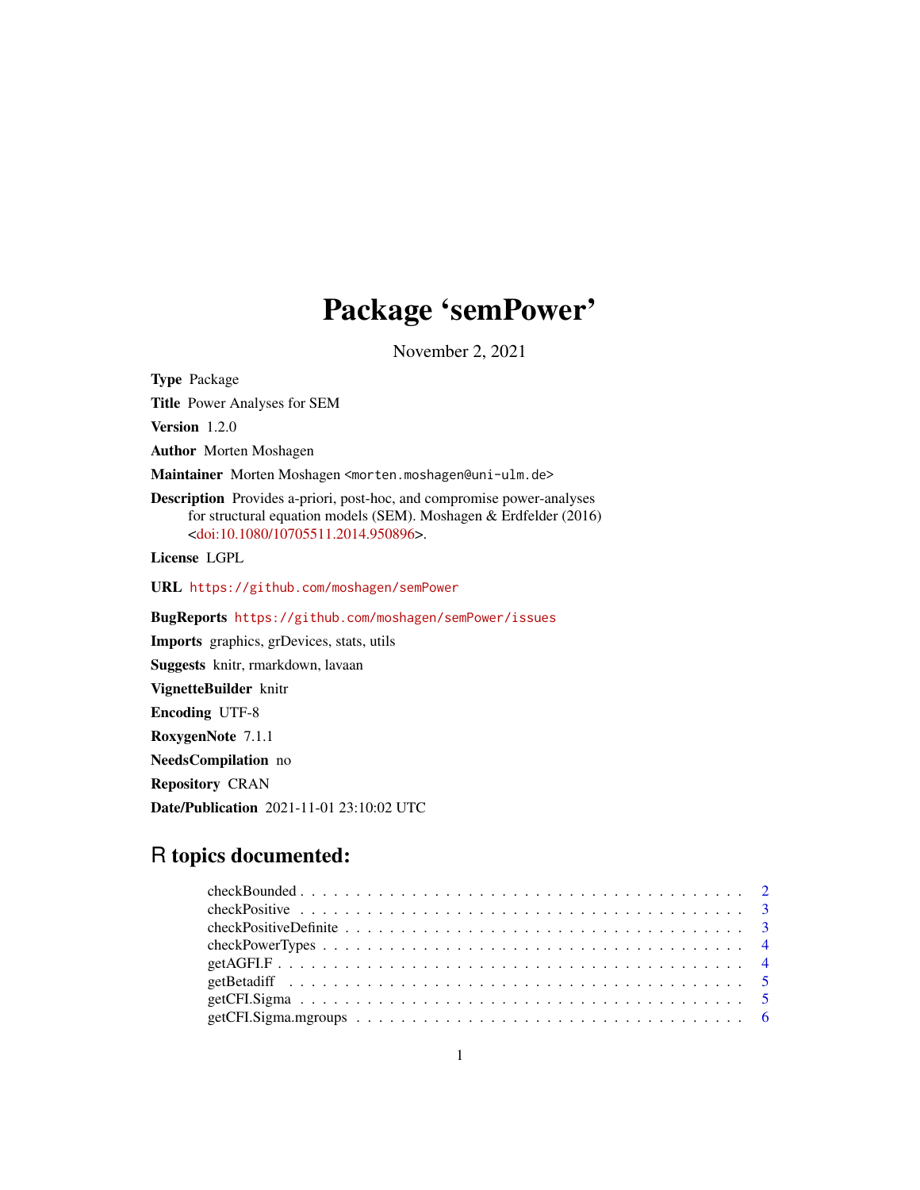# Package 'semPower'

November 2, 2021

**Type** Package

**Title** Power Analyses for SEM

**Version** 1.2.0

**Author** Morten Moshagen

**Maintainer** Morten Moshagen <morten.moshagen@uni-ulm.de>

**Description** Provides a-priori, post-hoc, and compromise power-analyses for structural equation models (SEM). Moshagen & Erdfelder (2016) <doi:10.1080/10705511.2014.950896>.

**License** LGPL

**URL** https://github.com/moshagen/semPower

**BugReports** https://github.com/moshagen/semPower/issues

**Imports** graphics, grDevices, stats, utils

**Suggests** knitr, rmarkdown, lavaan

**VignetteBuilder** knitr

**Encoding** UTF-8

**RoxygenNote** 7.1.1

**NeedsCompilation** no

**Repository** CRAN

**Date/Publication** 2021-11-01 23:10:02 UTC

## R topics documented:

checkBounded . . . . . . . . . . . . . . . . . . . . . . . . . . . . . . . . . . . . . . . 2
checkPositive . . . . . . . . . . . . . . . . . . . . . . . . . . . . . . . . . . . . . . . 3
checkPositiveDefinite . . . . . . . . . . . . . . . . . . . . . . . . . . . . . . . . . . . 3
checkPowerTypes . . . . . . . . . . . . . . . . . . . . . . . . . . . . . . . . . . . . . 4
getAGFI.F . . . . . . . . . . . . . . . . . . . . . . . . . . . . . . . . . . . . . . . . . 4
getBetadiff . . . . . . . . . . . . . . . . . . . . . . . . . . . . . . . . . . . . . . . . 5
getCFI.Sigma . . . . . . . . . . . . . . . . . . . . . . . . . . . . . . . . . . . . . . . 5
getCFI.Sigma.mgroups . . . . . . . . . . . . . . . . . . . . . . . . . . . . . . . . . . 6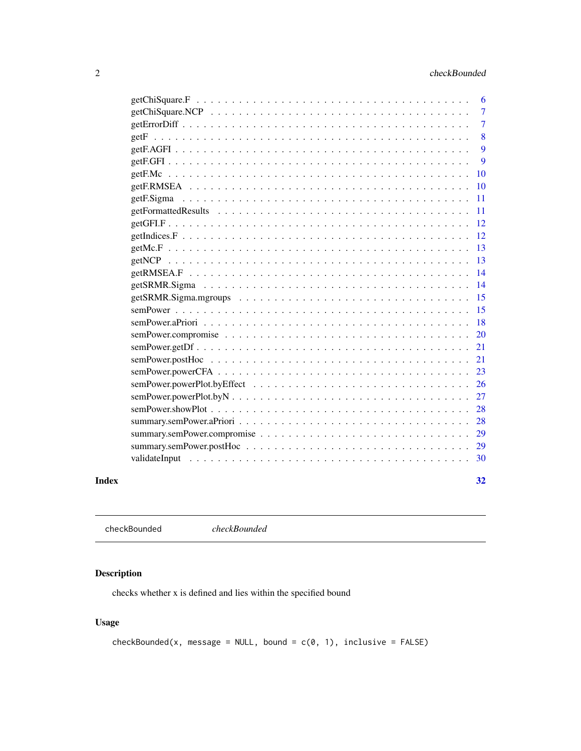getChiSquare.F . . . . . . . . . . . . . . . . . . . . . . . . . . . . . . . . . . . . 6
getChiSquare.NCP . . . . . . . . . . . . . . . . . . . . . . . . . . . . . . . . . . . 7
getErrorDiff . . . . . . . . . . . . . . . . . . . . . . . . . . . . . . . . . . . . . . 7
getF . . . . . . . . . . . . . . . . . . . . . . . . . . . . . . . . . . . . . . . . . . 8
getF.AGFI . . . . . . . . . . . . . . . . . . . . . . . . . . . . . . . . . . . . . . . 9
getF.GFI . . . . . . . . . . . . . . . . . . . . . . . . . . . . . . . . . . . . . . . . 9
getF.Mc . . . . . . . . . . . . . . . . . . . . . . . . . . . . . . . . . . . . . . . . 10
getF.RMSEA . . . . . . . . . . . . . . . . . . . . . . . . . . . . . . . . . . . . . . 10
getF.Sigma . . . . . . . . . . . . . . . . . . . . . . . . . . . . . . . . . . . . . . . 11
getFormattedResults . . . . . . . . . . . . . . . . . . . . . . . . . . . . . . . . . . 11
getGFI.F . . . . . . . . . . . . . . . . . . . . . . . . . . . . . . . . . . . . . . . . 12
getIndices.F . . . . . . . . . . . . . . . . . . . . . . . . . . . . . . . . . . . . . . 12
getMc.F . . . . . . . . . . . . . . . . . . . . . . . . . . . . . . . . . . . . . . . . 13
getNCP . . . . . . . . . . . . . . . . . . . . . . . . . . . . . . . . . . . . . . . . . 13
getRMSEA.F . . . . . . . . . . . . . . . . . . . . . . . . . . . . . . . . . . . . . . 14
getSRMR.Sigma . . . . . . . . . . . . . . . . . . . . . . . . . . . . . . . . . . . . . 14
getSRMR.Sigma.mgroups . . . . . . . . . . . . . . . . . . . . . . . . . . . . . . . . 15
semPower . . . . . . . . . . . . . . . . . . . . . . . . . . . . . . . . . . . . . . . . 15
semPower.aPriori . . . . . . . . . . . . . . . . . . . . . . . . . . . . . . . . . . . . 18
semPower.compromise . . . . . . . . . . . . . . . . . . . . . . . . . . . . . . . . . . 20
semPower.getDf . . . . . . . . . . . . . . . . . . . . . . . . . . . . . . . . . . . . . 21
semPower.postHoc . . . . . . . . . . . . . . . . . . . . . . . . . . . . . . . . . . . . 21
semPower.powerCFA . . . . . . . . . . . . . . . . . . . . . . . . . . . . . . . . . . . 23
semPower.powerPlot.byEffect . . . . . . . . . . . . . . . . . . . . . . . . . . . . . . 26
semPower.powerPlot.byN . . . . . . . . . . . . . . . . . . . . . . . . . . . . . . . . . 27
semPower.showPlot . . . . . . . . . . . . . . . . . . . . . . . . . . . . . . . . . . . . 28
summary.semPower.aPriori . . . . . . . . . . . . . . . . . . . . . . . . . . . . . . . . 28
summary.semPower.compromise . . . . . . . . . . . . . . . . . . . . . . . . . . . . . . 29
summary.semPower.postHoc . . . . . . . . . . . . . . . . . . . . . . . . . . . . . . . . 29
validateInput . . . . . . . . . . . . . . . . . . . . . . . . . . . . . . . . . . . . . . 30

**Index** 32

---

checkBounded *checkBounded*

---

## Description

checks whether x is defined and lies within the specified bound

## Usage

```
checkBounded(x, message = NULL, bound = c(0, 1), inclusive = FALSE)
```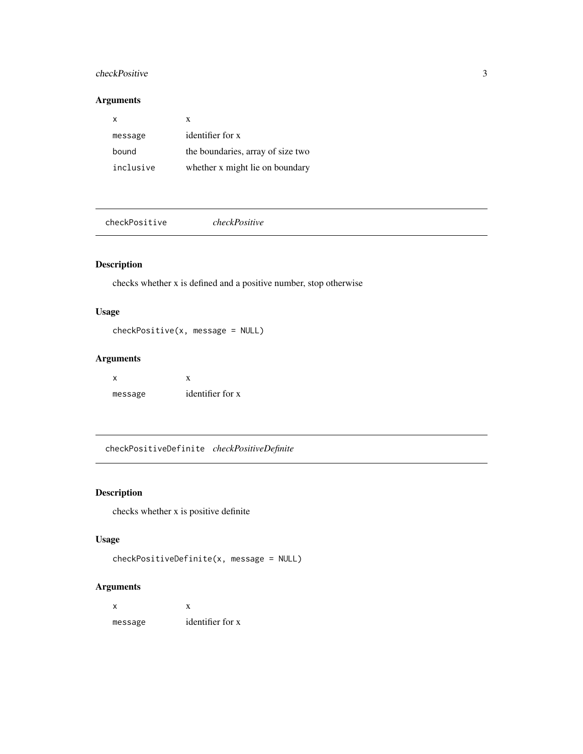## Arguments

| | |
|---|---|
| `x` | x |
| `message` | identifier for x |
| `bound` | the boundaries, array of size two |
| `inclusive` | whether x might lie on boundary |

---

# checkPositive *checkPositive*

## Description

checks whether x is defined and a positive number, stop otherwise

## Usage

```
checkPositive(x, message = NULL)
```

## Arguments

| | |
|---|---|
| `x` | x |
| `message` | identifier for x |

---

# checkPositiveDefinite *checkPositiveDefinite*

## Description

checks whether x is positive definite

## Usage

```
checkPositiveDefinite(x, message = NULL)
```

## Arguments

| | |
|---|---|
| `x` | x |
| `message` | identifier for x |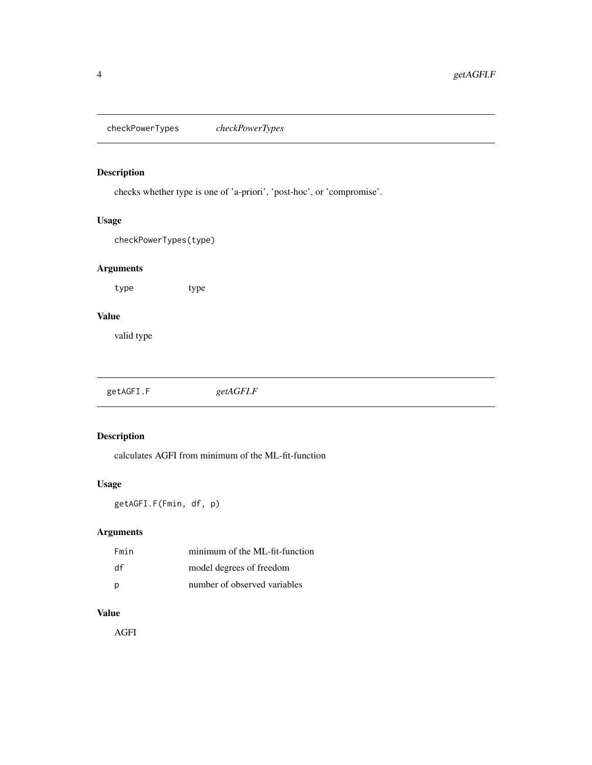## checkPowerTypes *checkPowerTypes*

### Description

checks whether type is one of 'a-priori', 'post-hoc', or 'compromise'.

### Usage

```
checkPowerTypes(type)
```

### Arguments

| | |
|---|---|
| type | type |

### Value

valid type

## getAGFI.F *getAGFI.F*

### Description

calculates AGFI from minimum of the ML-fit-function

### Usage

```
getAGFI.F(Fmin, df, p)
```

### Arguments

| | |
|---|---|
| Fmin | minimum of the ML-fit-function |
| df | model degrees of freedom |
| p | number of observed variables |

### Value

AGFI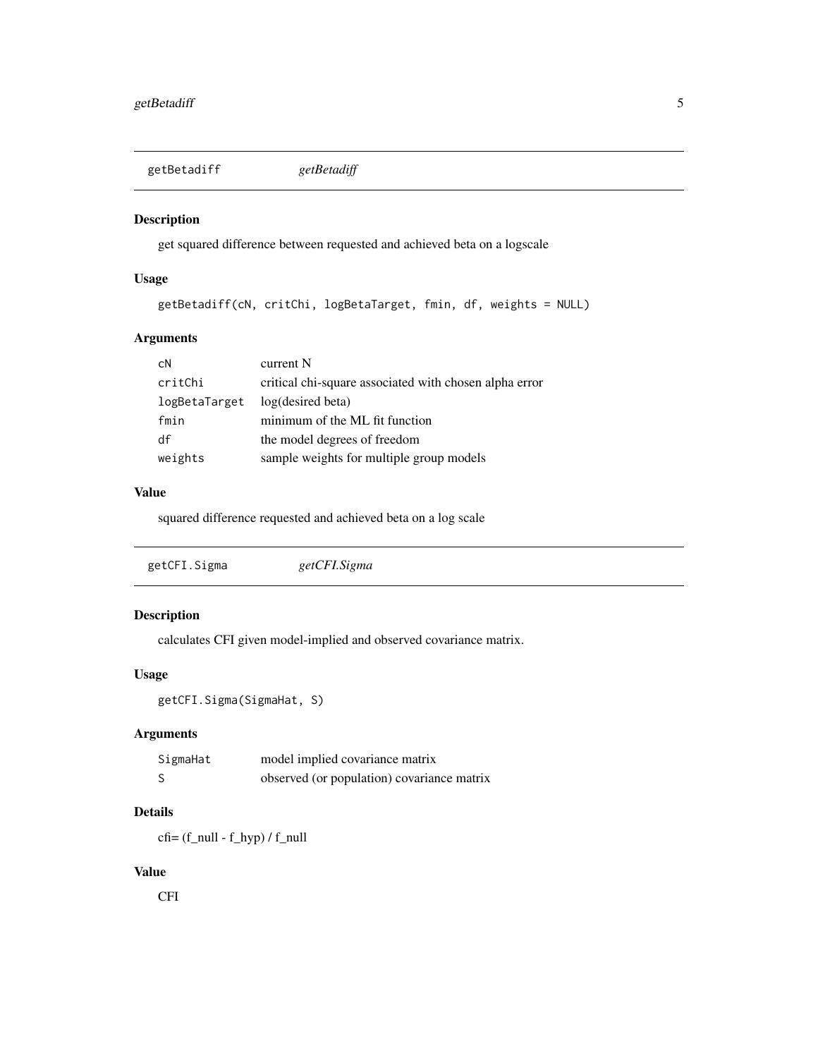## getBetadiff — *getBetadiff*

### Description

get squared difference between requested and achieved beta on a logscale

### Usage

```
getBetadiff(cN, critChi, logBetaTarget, fmin, df, weights = NULL)
```

### Arguments

| | |
|---|---|
| cN | current N |
| critChi | critical chi-square associated with chosen alpha error |
| logBetaTarget | log(desired beta) |
| fmin | minimum of the ML fit function |
| df | the model degrees of freedom |
| weights | sample weights for multiple group models |

### Value

squared difference requested and achieved beta on a log scale

## getCFI.Sigma — *getCFI.Sigma*

### Description

calculates CFI given model-implied and observed covariance matrix.

### Usage

```
getCFI.Sigma(SigmaHat, S)
```

### Arguments

| | |
|---|---|
| SigmaHat | model implied covariance matrix |
| S | observed (or population) covariance matrix |

### Details

cfi= (f_null - f_hyp) / f_null

### Value

CFI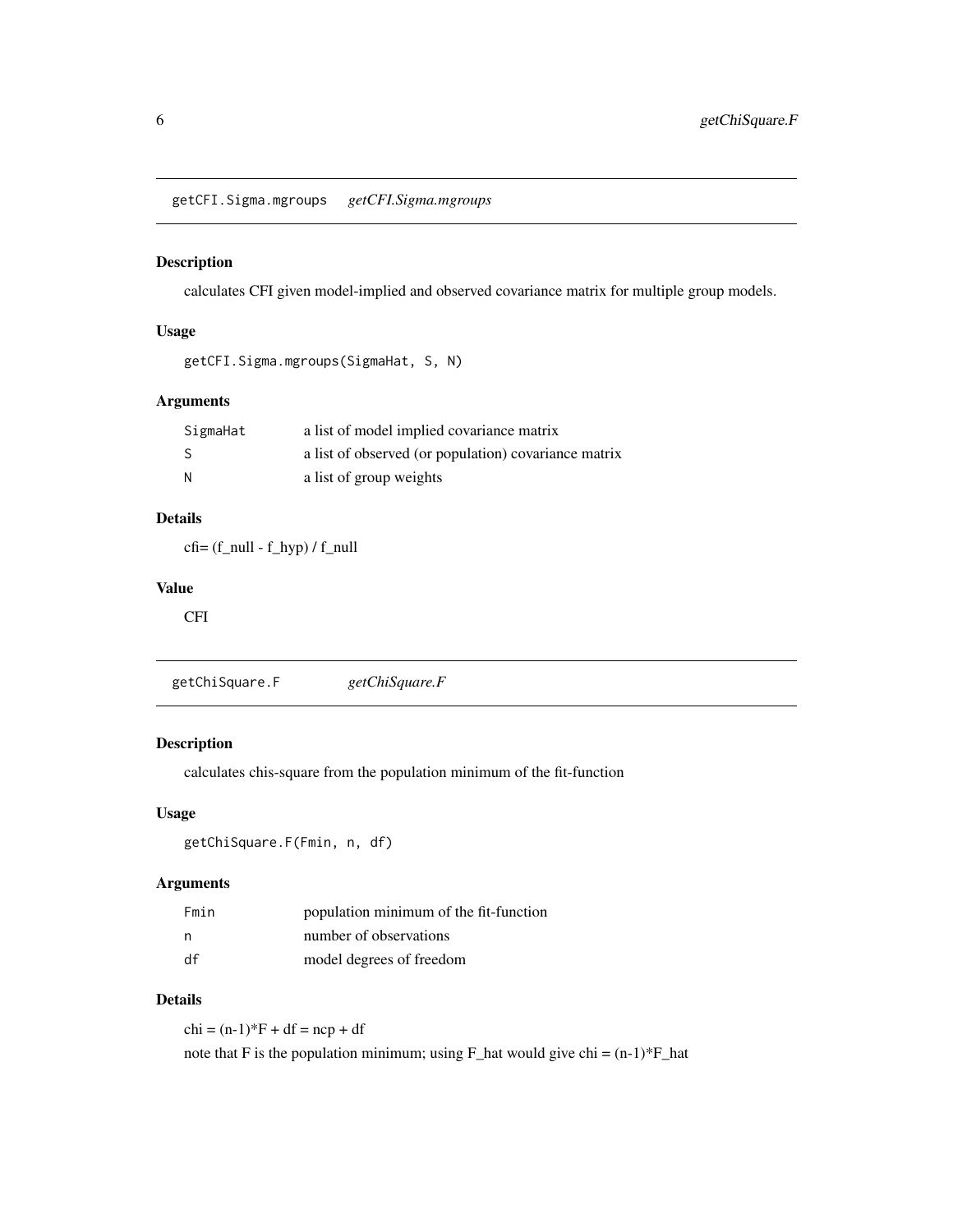## getCFI.Sigma.mgroups *getCFI.Sigma.mgroups*

### Description

calculates CFI given model-implied and observed covariance matrix for multiple group models.

### Usage

```
getCFI.Sigma.mgroups(SigmaHat, S, N)
```

### Arguments

| | |
|---|---|
| SigmaHat | a list of model implied covariance matrix |
| S | a list of observed (or population) covariance matrix |
| N | a list of group weights |

### Details

cfi= (f_null - f_hyp) / f_null

### Value

CFI

## getChiSquare.F *getChiSquare.F*

### Description

calculates chis-square from the population minimum of the fit-function

### Usage

```
getChiSquare.F(Fmin, n, df)
```

### Arguments

| | |
|---|---|
| Fmin | population minimum of the fit-function |
| n | number of observations |
| df | model degrees of freedom |

### Details

chi = (n-1)*F + df = ncp + df

note that F is the population minimum; using F_hat would give chi = (n-1)*F_hat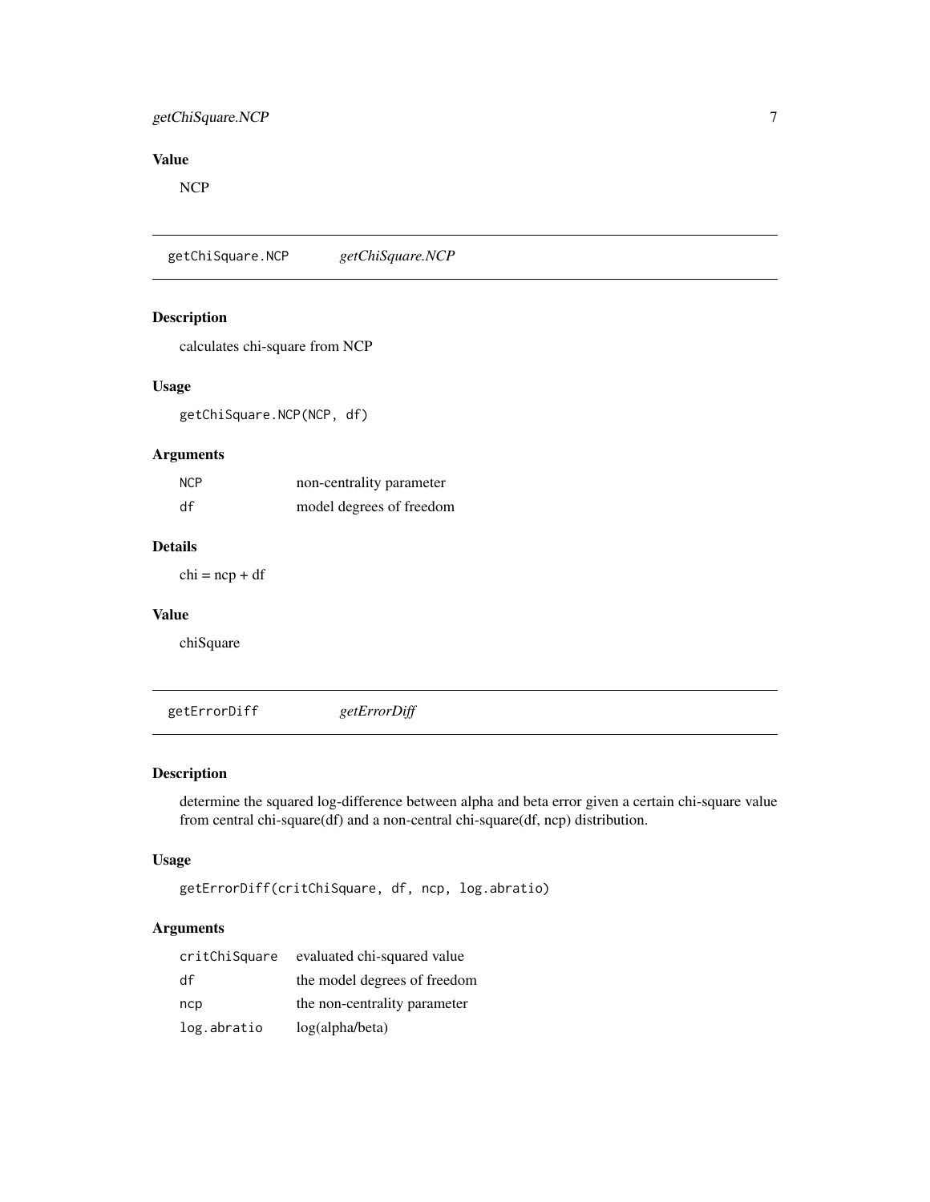## Value

NCP

---

## getChiSquare.NCP *getChiSquare.NCP*

### Description

calculates chi-square from NCP

### Usage

```
getChiSquare.NCP(NCP, df)
```

### Arguments

| | |
|---|---|
| `NCP` | non-centrality parameter |
| `df` | model degrees of freedom |

### Details

chi = ncp + df

### Value

chiSquare

---

## getErrorDiff *getErrorDiff*

### Description

determine the squared log-difference between alpha and beta error given a certain chi-square value from central chi-square(df) and a non-central chi-square(df, ncp) distribution.

### Usage

```
getErrorDiff(critChiSquare, df, ncp, log.abratio)
```

### Arguments

| | |
|---|---|
| `critChiSquare` | evaluated chi-squared value |
| `df` | the model degrees of freedom |
| `ncp` | the non-centrality parameter |
| `log.abratio` | log(alpha/beta) |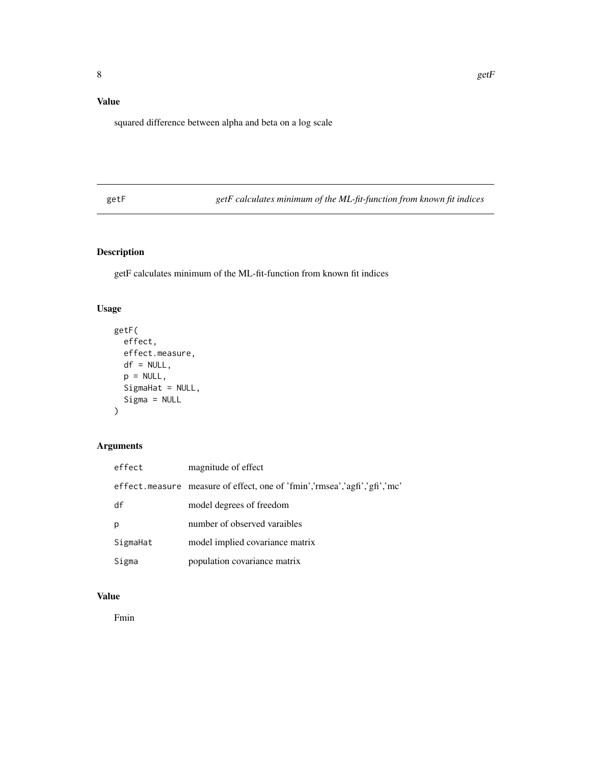### Value

squared difference between alpha and beta on a log scale

## getF — *getF calculates minimum of the ML-fit-function from known fit indices*

### Description

getF calculates minimum of the ML-fit-function from known fit indices

### Usage

```
getF(
  effect,
  effect.measure,
  df = NULL,
  p = NULL,
  SigmaHat = NULL,
  Sigma = NULL
)
```

### Arguments

| | |
|---|---|
| effect | magnitude of effect |
| effect.measure | measure of effect, one of 'fmin','rmsea','agfi','gfi','mc' |
| df | model degrees of freedom |
| p | number of observed varaibles |
| SigmaHat | model implied covariance matrix |
| Sigma | population covariance matrix |

### Value

Fmin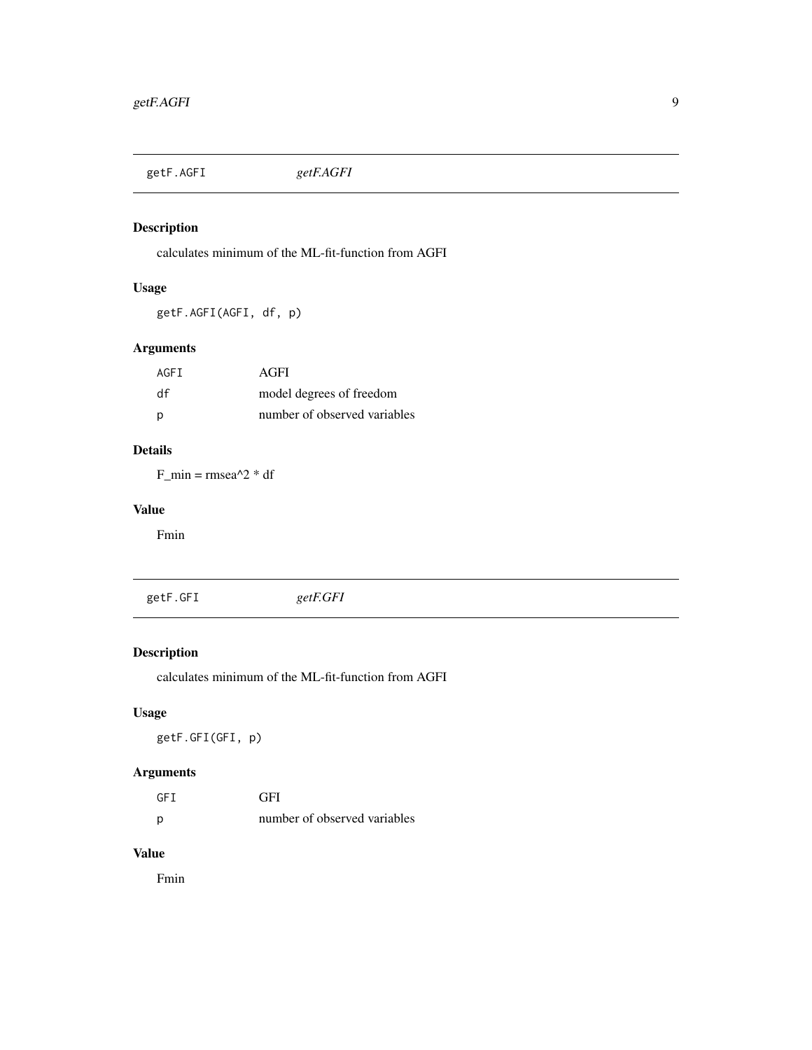## getF.AGFI *getF.AGFI*

### Description

calculates minimum of the ML-fit-function from AGFI

### Usage

```
getF.AGFI(AGFI, df, p)
```

### Arguments

| | |
|---|---|
| AGFI | AGFI |
| df | model degrees of freedom |
| p | number of observed variables |

### Details

F_min = rmsea^2 * df

### Value

Fmin

## getF.GFI *getF.GFI*

### Description

calculates minimum of the ML-fit-function from AGFI

### Usage

```
getF.GFI(GFI, p)
```

### Arguments

| | |
|---|---|
| GFI | GFI |
| p | number of observed variables |

### Value

Fmin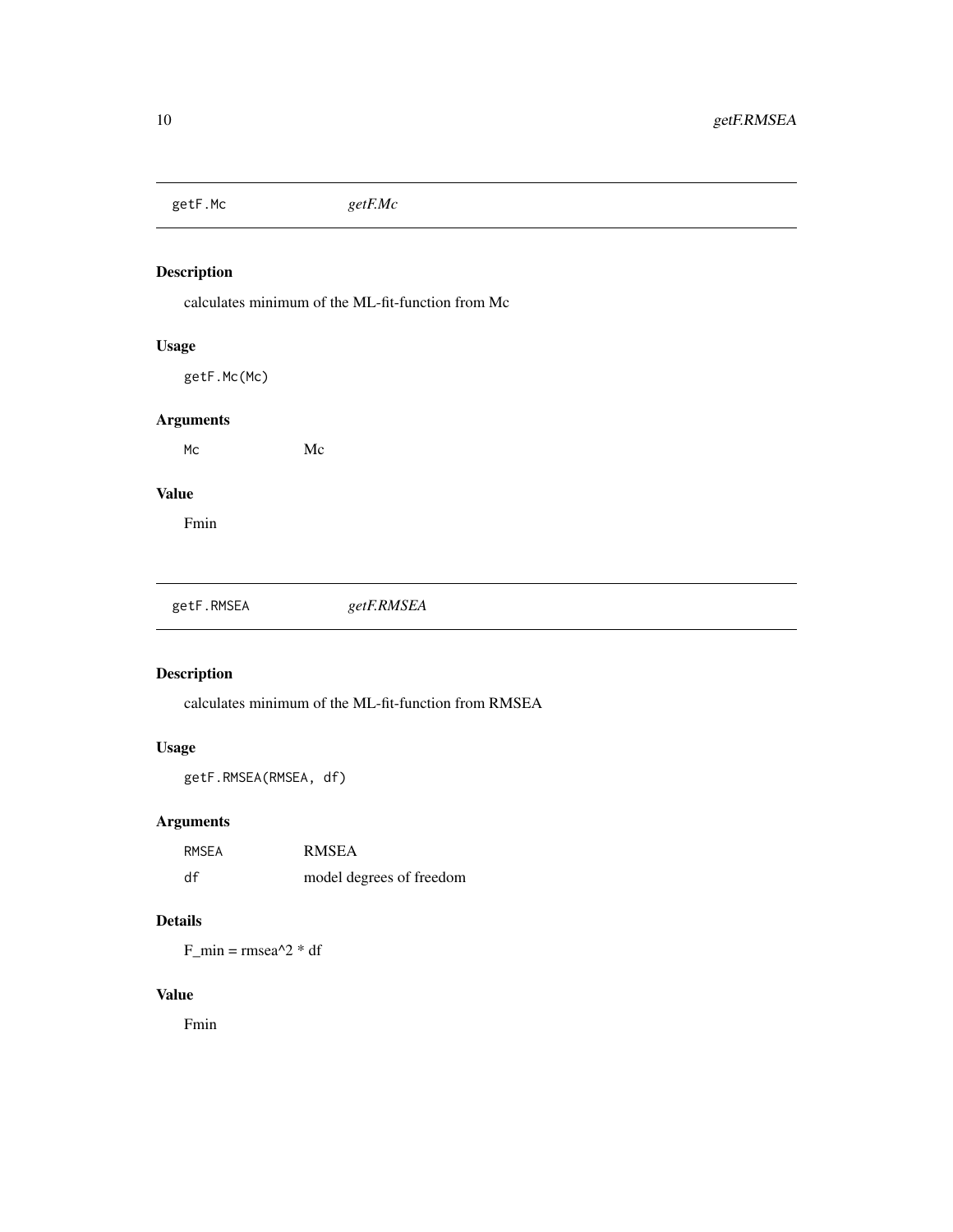## getF.Mc *getF.Mc*

### Description

calculates minimum of the ML-fit-function from Mc

### Usage

```
getF.Mc(Mc)
```

### Arguments

| | |
|---|---|
| Mc | Mc |

### Value

Fmin

## getF.RMSEA *getF.RMSEA*

### Description

calculates minimum of the ML-fit-function from RMSEA

### Usage

```
getF.RMSEA(RMSEA, df)
```

### Arguments

| | |
|---|---|
| RMSEA | RMSEA |
| df | model degrees of freedom |

### Details

F_min = rmsea^2 * df

### Value

Fmin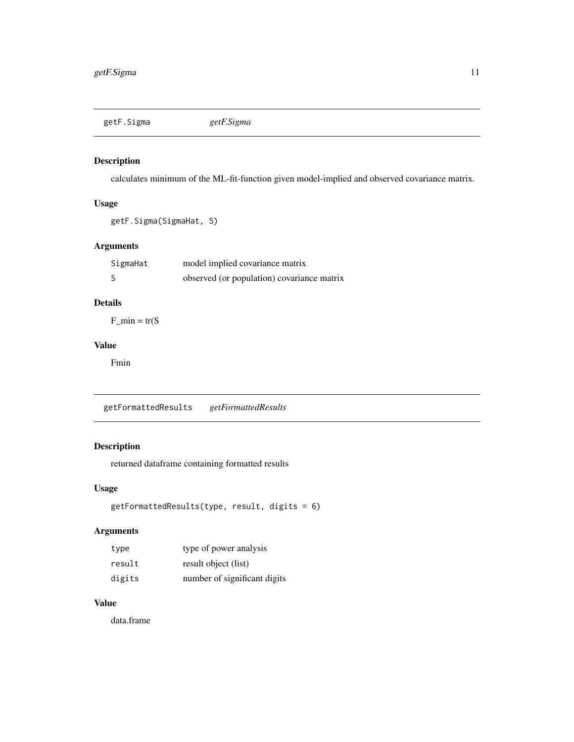## getF.Sigma *getF.Sigma*

### Description

calculates minimum of the ML-fit-function given model-implied and observed covariance matrix.

### Usage

```
getF.Sigma(SigmaHat, S)
```

### Arguments

| | |
|---|---|
| `SigmaHat` | model implied covariance matrix |
| `S` | observed (or population) covariance matrix |

### Details

F_min = tr(S

### Value

Fmin

## getFormattedResults *getFormattedResults*

### Description

returned dataframe containing formatted results

### Usage

```
getFormattedResults(type, result, digits = 6)
```

### Arguments

| | |
|---|---|
| `type` | type of power analysis |
| `result` | result object (list) |
| `digits` | number of significant digits |

### Value

data.frame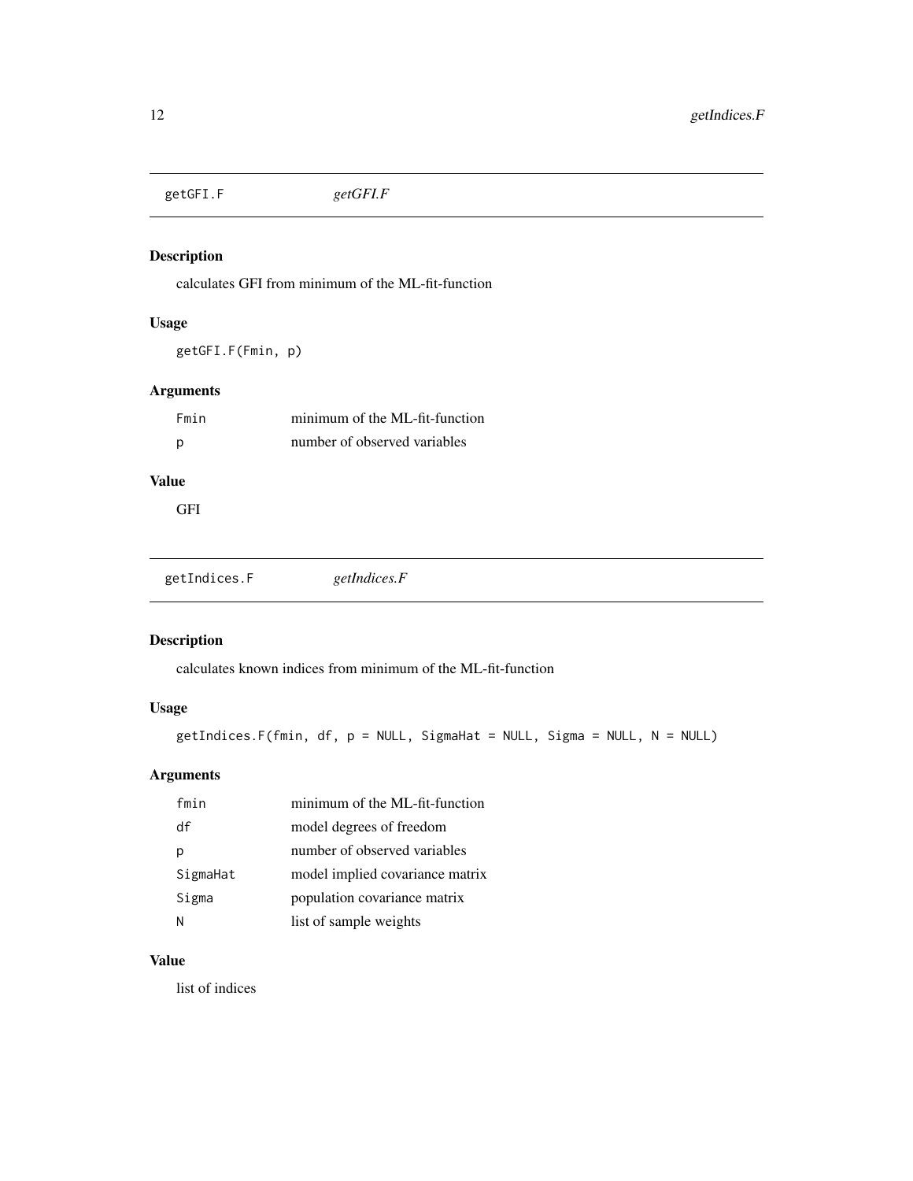## getGFI.F — *getGFI.F*

### Description

calculates GFI from minimum of the ML-fit-function

### Usage

```
getGFI.F(Fmin, p)
```

### Arguments

| | |
|---|---|
| `Fmin` | minimum of the ML-fit-function |
| `p` | number of observed variables |

### Value

GFI

## getIndices.F — *getIndices.F*

### Description

calculates known indices from minimum of the ML-fit-function

### Usage

```
getIndices.F(fmin, df, p = NULL, SigmaHat = NULL, Sigma = NULL, N = NULL)
```

### Arguments

| | |
|---|---|
| `fmin` | minimum of the ML-fit-function |
| `df` | model degrees of freedom |
| `p` | number of observed variables |
| `SigmaHat` | model implied covariance matrix |
| `Sigma` | population covariance matrix |
| `N` | list of sample weights |

### Value

list of indices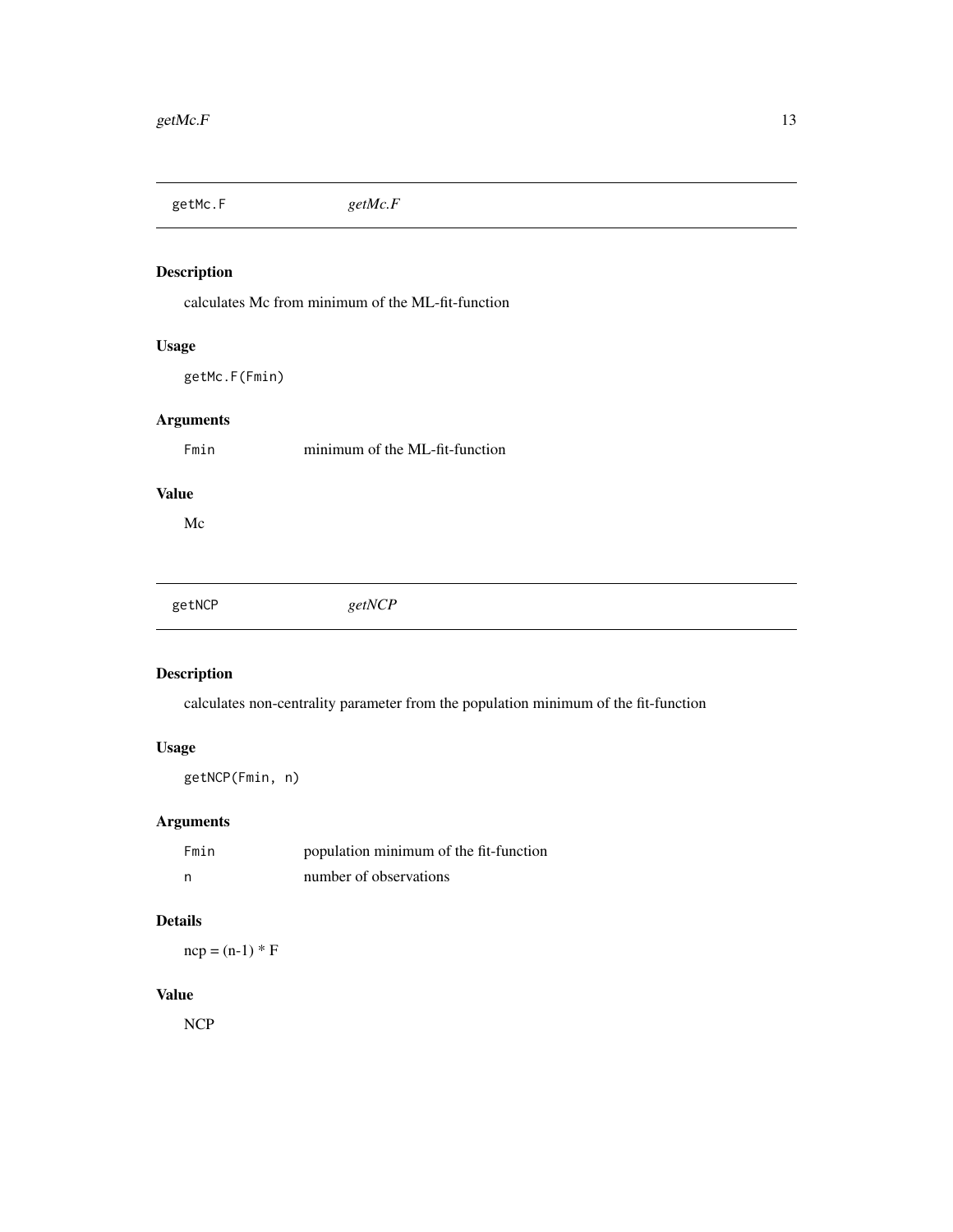## getMc.F *getMc.F*

### Description

calculates Mc from minimum of the ML-fit-function

### Usage

```
getMc.F(Fmin)
```

### Arguments

| | |
|---|---|
| Fmin | minimum of the ML-fit-function |

### Value

Mc

## getNCP *getNCP*

### Description

calculates non-centrality parameter from the population minimum of the fit-function

### Usage

```
getNCP(Fmin, n)
```

### Arguments

| | |
|---|---|
| Fmin | population minimum of the fit-function |
| n | number of observations |

### Details

ncp = (n-1) * F

### Value

NCP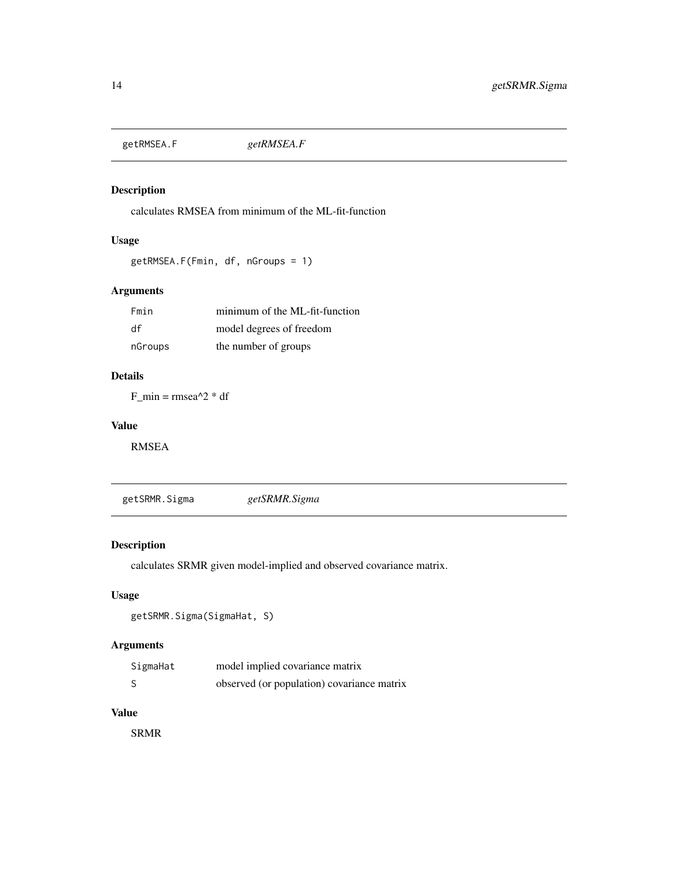## getRMSEA.F *getRMSEA.F*

### Description

calculates RMSEA from minimum of the ML-fit-function

### Usage

```
getRMSEA.F(Fmin, df, nGroups = 1)
```

### Arguments

| | |
|---|---|
| Fmin | minimum of the ML-fit-function |
| df | model degrees of freedom |
| nGroups | the number of groups |

### Details

F_min = rmsea^2 * df

### Value

RMSEA

## getSRMR.Sigma *getSRMR.Sigma*

### Description

calculates SRMR given model-implied and observed covariance matrix.

### Usage

```
getSRMR.Sigma(SigmaHat, S)
```

### Arguments

| | |
|---|---|
| SigmaHat | model implied covariance matrix |
| S | observed (or population) covariance matrix |

### Value

SRMR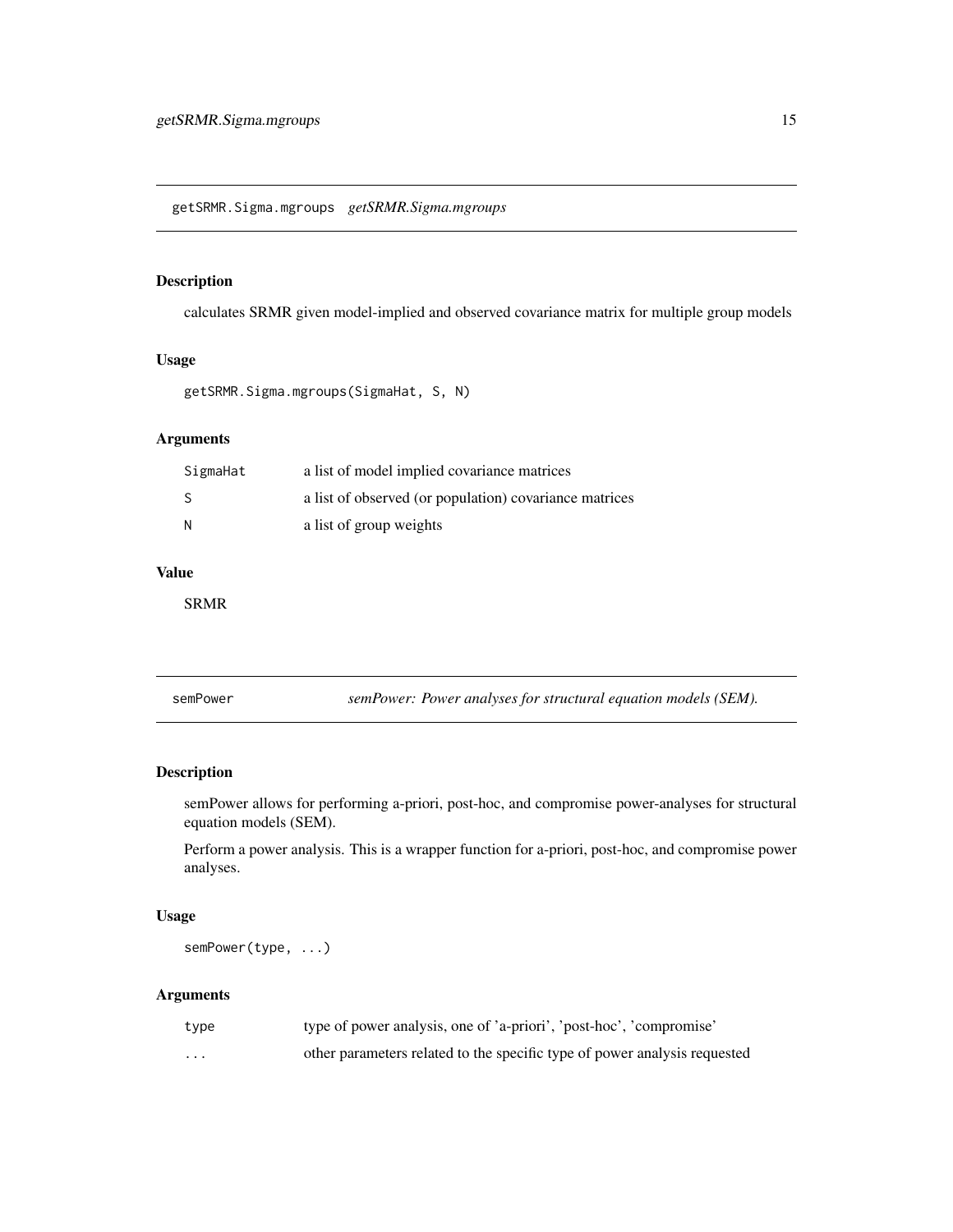## getSRMR.Sigma.mgroups *getSRMR.Sigma.mgroups*

### Description

calculates SRMR given model-implied and observed covariance matrix for multiple group models

### Usage

```
getSRMR.Sigma.mgroups(SigmaHat, S, N)
```

### Arguments

| | |
|---|---|
| `SigmaHat` | a list of model implied covariance matrices |
| `S` | a list of observed (or population) covariance matrices |
| `N` | a list of group weights |

### Value

SRMR

## semPower *semPower: Power analyses for structural equation models (SEM).*

### Description

semPower allows for performing a-priori, post-hoc, and compromise power-analyses for structural equation models (SEM).

Perform a power analysis. This is a wrapper function for a-priori, post-hoc, and compromise power analyses.

### Usage

```
semPower(type, ...)
```

### Arguments

| | |
|---|---|
| `type` | type of power analysis, one of 'a-priori', 'post-hoc', 'compromise' |
| `...` | other parameters related to the specific type of power analysis requested |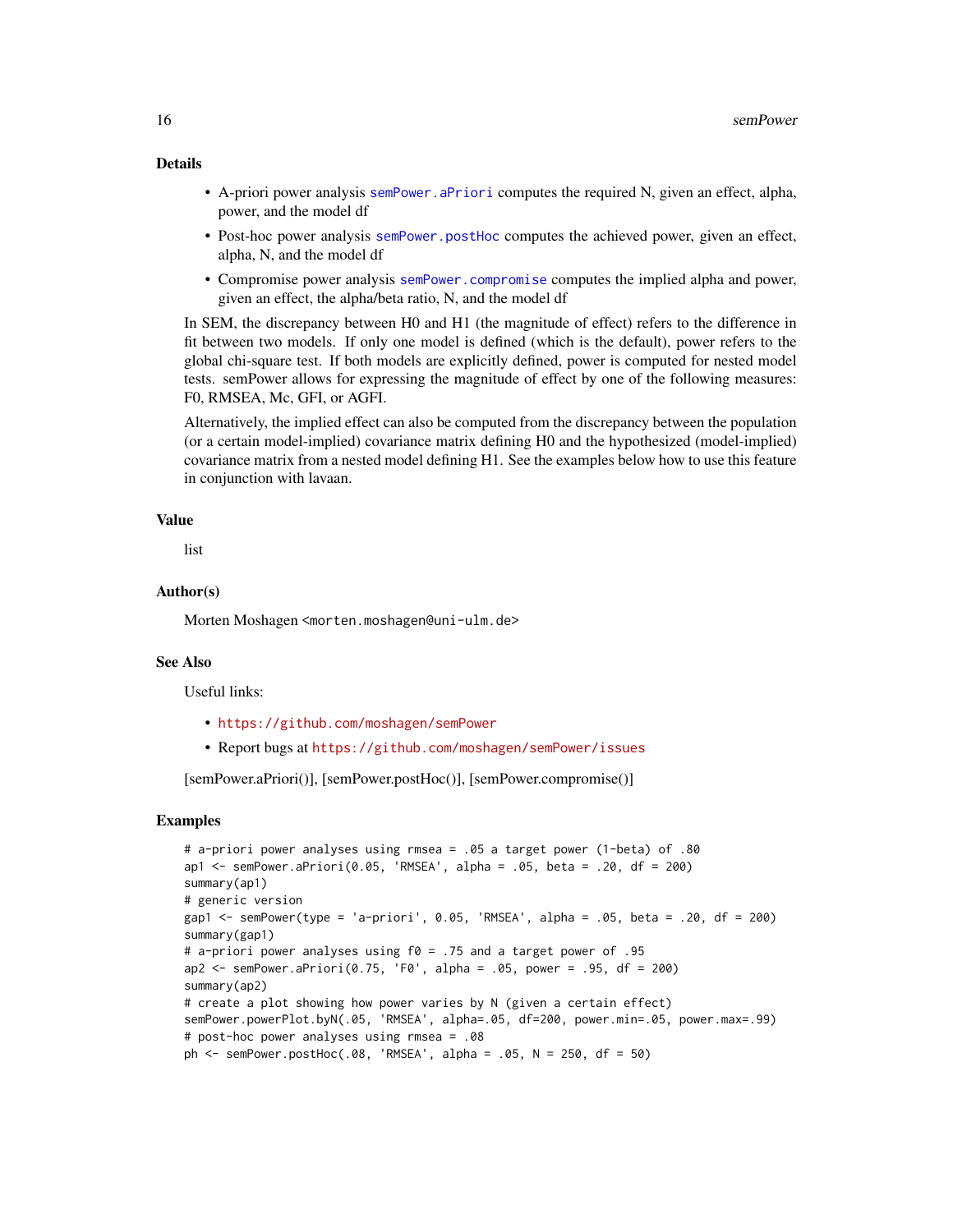### Details

- A-priori power analysis `semPower.aPriori` computes the required N, given an effect, alpha, power, and the model df
- Post-hoc power analysis `semPower.postHoc` computes the achieved power, given an effect, alpha, N, and the model df
- Compromise power analysis `semPower.compromise` computes the implied alpha and power, given an effect, the alpha/beta ratio, N, and the model df

In SEM, the discrepancy between H0 and H1 (the magnitude of effect) refers to the difference in fit between two models. If only one model is defined (which is the default), power refers to the global chi-square test. If both models are explicitly defined, power is computed for nested model tests. semPower allows for expressing the magnitude of effect by one of the following measures: F0, RMSEA, Mc, GFI, or AGFI.

Alternatively, the implied effect can also be computed from the discrepancy between the population (or a certain model-implied) covariance matrix defining H0 and the hypothesized (model-implied) covariance matrix from a nested model defining H1. See the examples below how to use this feature in conjunction with lavaan.

### Value

list

### Author(s)

Morten Moshagen <morten.moshagen@uni-ulm.de>

### See Also

Useful links:

- https://github.com/moshagen/semPower
- Report bugs at https://github.com/moshagen/semPower/issues

[semPower.aPriori()], [semPower.postHoc()], [semPower.compromise()]

### Examples

```
# a-priori power analyses using rmsea = .05 a target power (1-beta) of .80
ap1 <- semPower.aPriori(0.05, 'RMSEA', alpha = .05, beta = .20, df = 200)
summary(ap1)
# generic version
gap1 <- semPower(type = 'a-priori', 0.05, 'RMSEA', alpha = .05, beta = .20, df = 200)
summary(gap1)
# a-priori power analyses using f0 = .75 and a target power of .95
ap2 <- semPower.aPriori(0.75, 'F0', alpha = .05, power = .95, df = 200)
summary(ap2)
# create a plot showing how power varies by N (given a certain effect)
semPower.powerPlot.byN(.05, 'RMSEA', alpha=.05, df=200, power.min=.05, power.max=.99)
# post-hoc power analyses using rmsea = .08
ph <- semPower.postHoc(.08, 'RMSEA', alpha = .05, N = 250, df = 50)
```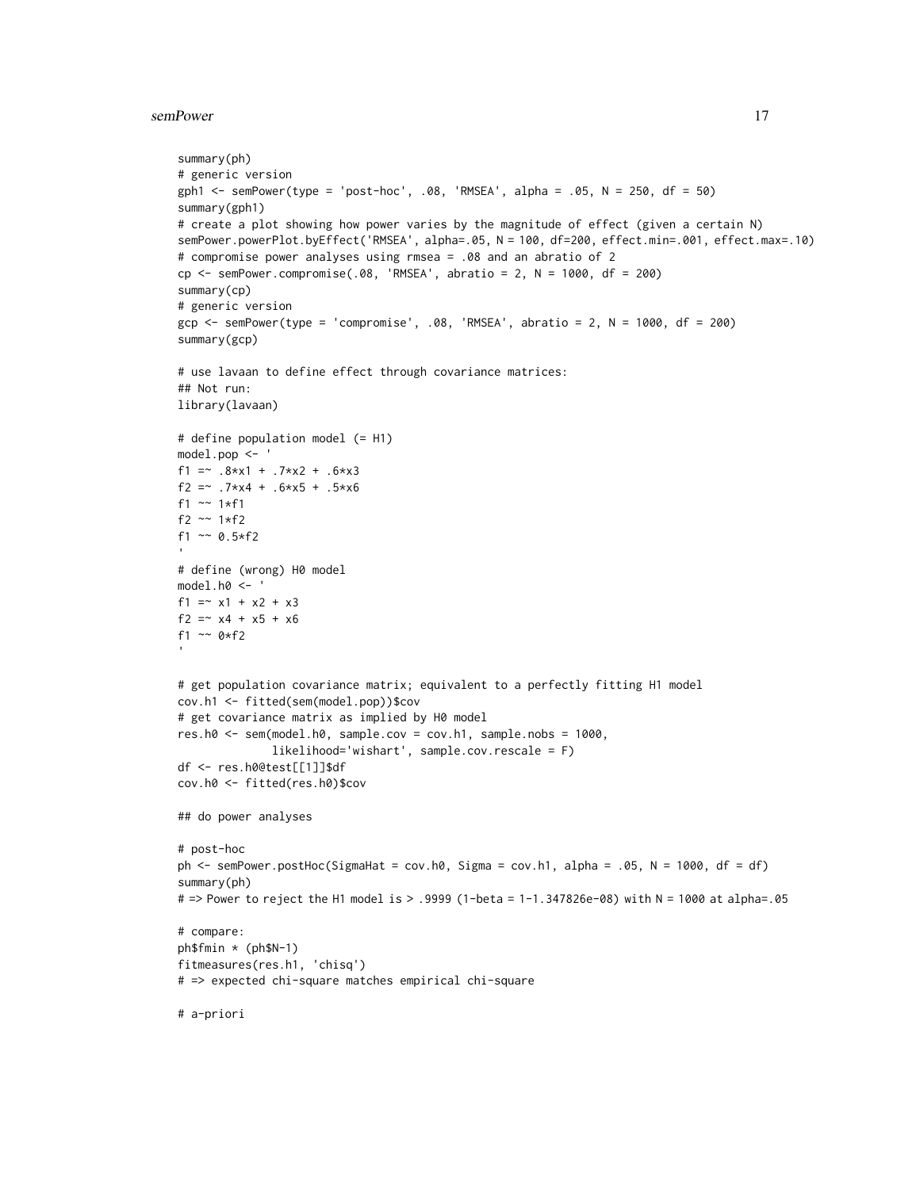```
summary(ph)
# generic version
gph1 <- semPower(type = 'post-hoc', .08, 'RMSEA', alpha = .05, N = 250, df = 50)
summary(gph1)
# create a plot showing how power varies by the magnitude of effect (given a certain N)
semPower.powerPlot.byEffect('RMSEA', alpha=.05, N = 100, df=200, effect.min=.001, effect.max=.10)
# compromise power analyses using rmsea = .08 and an abratio of 2
cp <- semPower.compromise(.08, 'RMSEA', abratio = 2, N = 1000, df = 200)
summary(cp)
# generic version
gcp <- semPower(type = 'compromise', .08, 'RMSEA', abratio = 2, N = 1000, df = 200)
summary(gcp)

# use lavaan to define effect through covariance matrices:
## Not run:
library(lavaan)

# define population model (= H1)
model.pop <- '
f1 =~ .8*x1 + .7*x2 + .6*x3
f2 =~ .7*x4 + .6*x5 + .5*x6
f1 ~~ 1*f1
f2 ~~ 1*f2
f1 ~~ 0.5*f2
'
# define (wrong) H0 model
model.h0 <- '
f1 =~ x1 + x2 + x3
f2 =~ x4 + x5 + x6
f1 ~~ 0*f2
'

# get population covariance matrix; equivalent to a perfectly fitting H1 model
cov.h1 <- fitted(sem(model.pop))$cov
# get covariance matrix as implied by H0 model
res.h0 <- sem(model.h0, sample.cov = cov.h1, sample.nobs = 1000,
              likelihood='wishart', sample.cov.rescale = F)
df <- res.h0@test[[1]]$df
cov.h0 <- fitted(res.h0)$cov

## do power analyses

# post-hoc
ph <- semPower.postHoc(SigmaHat = cov.h0, Sigma = cov.h1, alpha = .05, N = 1000, df = df)
summary(ph)
# => Power to reject the H1 model is > .9999 (1-beta = 1-1.347826e-08) with N = 1000 at alpha=.05

# compare:
ph$fmin * (ph$N-1)
fitmeasures(res.h1, 'chisq')
# => expected chi-square matches empirical chi-square

# a-priori
```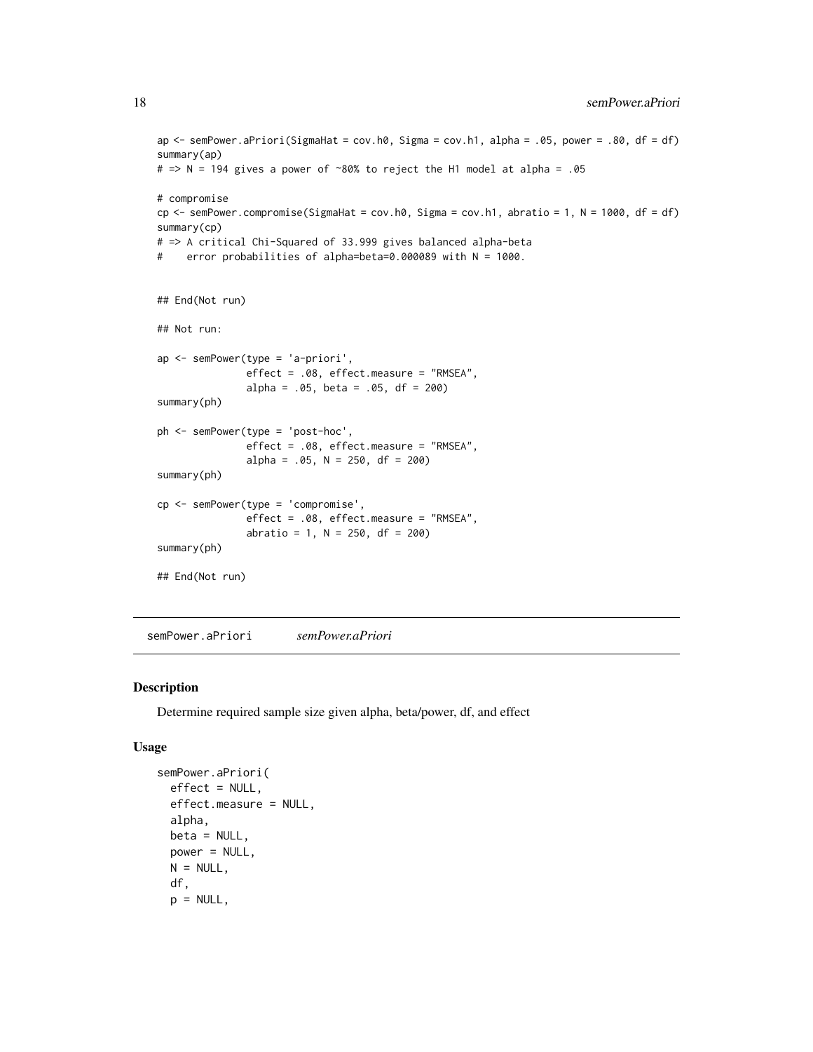```
ap <- semPower.aPriori(SigmaHat = cov.h0, Sigma = cov.h1, alpha = .05, power = .80, df = df)
summary(ap)
# => N = 194 gives a power of ~80% to reject the H1 model at alpha = .05

# compromise
cp <- semPower.compromise(SigmaHat = cov.h0, Sigma = cov.h1, abratio = 1, N = 1000, df = df)
summary(cp)
# => A critical Chi-Squared of 33.999 gives balanced alpha-beta
#    error probabilities of alpha=beta=0.000089 with N = 1000.


## End(Not run)

## Not run:

ap <- semPower(type = 'a-priori',
               effect = .08, effect.measure = "RMSEA",
               alpha = .05, beta = .05, df = 200)
summary(ph)

ph <- semPower(type = 'post-hoc',
               effect = .08, effect.measure = "RMSEA",
               alpha = .05, N = 250, df = 200)
summary(ph)

cp <- semPower(type = 'compromise',
               effect = .08, effect.measure = "RMSEA",
               abratio = 1, N = 250, df = 200)
summary(ph)

## End(Not run)
```

---

`semPower.aPriori` *semPower.aPriori*

---

## Description

Determine required sample size given alpha, beta/power, df, and effect

## Usage

```
semPower.aPriori(
  effect = NULL,
  effect.measure = NULL,
  alpha,
  beta = NULL,
  power = NULL,
  N = NULL,
  df,
  p = NULL,
```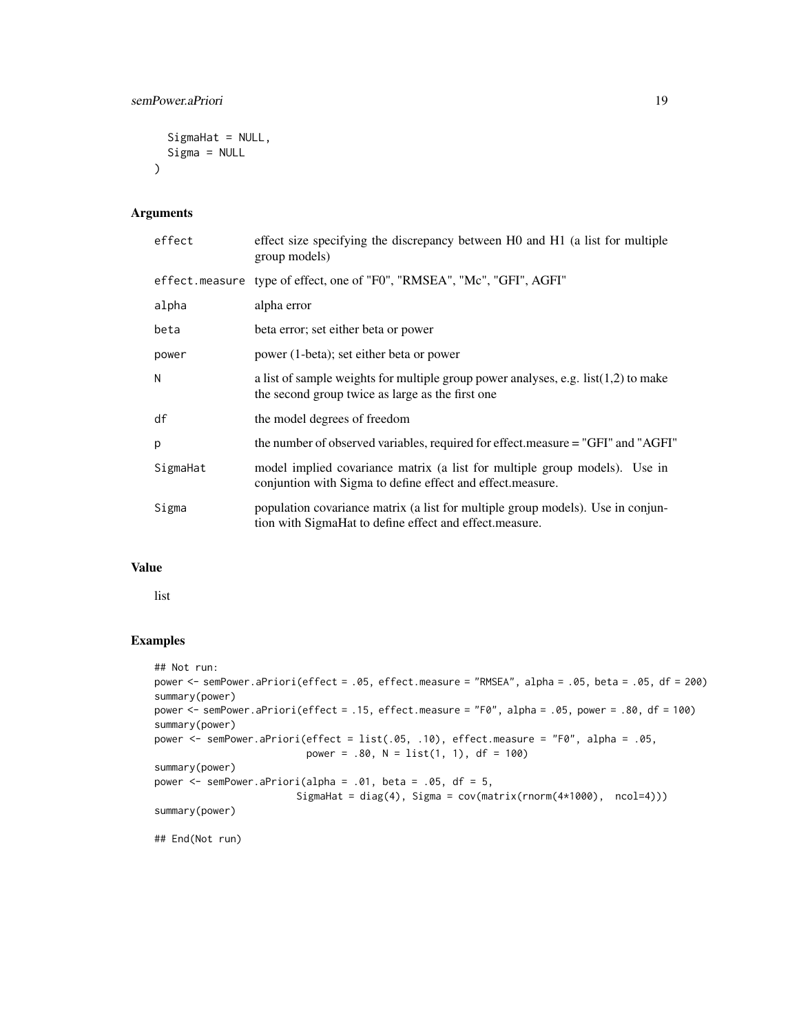```
  SigmaHat = NULL,
  Sigma = NULL
)
```

## Arguments

| | |
|---|---|
| effect | effect size specifying the discrepancy between H0 and H1 (a list for multiple group models) |
| effect.measure | type of effect, one of "F0", "RMSEA", "Mc", "GFI", AGFI" |
| alpha | alpha error |
| beta | beta error; set either beta or power |
| power | power (1-beta); set either beta or power |
| N | a list of sample weights for multiple group power analyses, e.g. list(1,2) to make the second group twice as large as the first one |
| df | the model degrees of freedom |
| p | the number of observed variables, required for effect.measure = "GFI" and "AGFI" |
| SigmaHat | model implied covariance matrix (a list for multiple group models). Use in conjuntion with Sigma to define effect and effect.measure. |
| Sigma | population covariance matrix (a list for multiple group models). Use in conjuntion with SigmaHat to define effect and effect.measure. |

## Value

list

## Examples

```
## Not run:
power <- semPower.aPriori(effect = .05, effect.measure = "RMSEA", alpha = .05, beta = .05, df = 200)
summary(power)
power <- semPower.aPriori(effect = .15, effect.measure = "F0", alpha = .05, power = .80, df = 100)
summary(power)
power <- semPower.aPriori(effect = list(.05, .10), effect.measure = "F0", alpha = .05,
                          power = .80, N = list(1, 1), df = 100)
summary(power)
power <- semPower.aPriori(alpha = .01, beta = .05, df = 5,
                         SigmaHat = diag(4), Sigma = cov(matrix(rnorm(4*1000),  ncol=4)))
summary(power)

## End(Not run)
```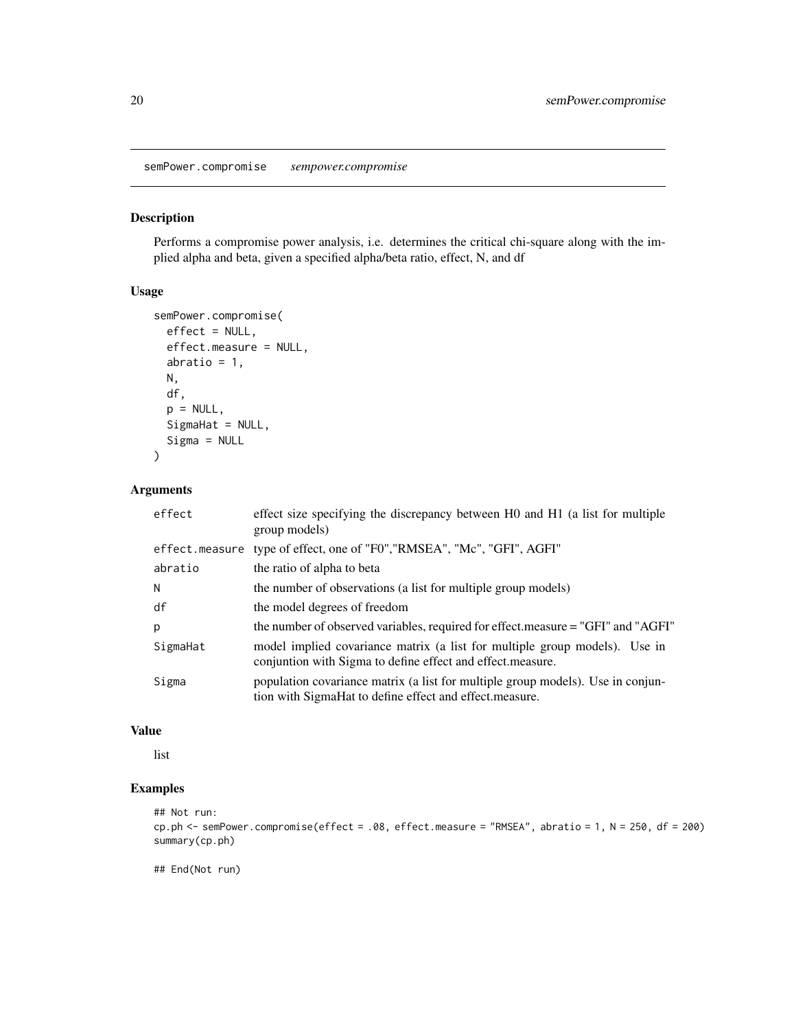# semPower.compromise *sempower.compromise*

## Description

Performs a compromise power analysis, i.e. determines the critical chi-square along with the implied alpha and beta, given a specified alpha/beta ratio, effect, N, and df

## Usage

```
semPower.compromise(
  effect = NULL,
  effect.measure = NULL,
  abratio = 1,
  N,
  df,
  p = NULL,
  SigmaHat = NULL,
  Sigma = NULL
)
```

## Arguments

| | |
|---|---|
| effect | effect size specifying the discrepancy between H0 and H1 (a list for multiple group models) |
| effect.measure | type of effect, one of "F0","RMSEA", "Mc", "GFI", AGFI" |
| abratio | the ratio of alpha to beta |
| N | the number of observations (a list for multiple group models) |
| df | the model degrees of freedom |
| p | the number of observed variables, required for effect.measure = "GFI" and "AGFI" |
| SigmaHat | model implied covariance matrix (a list for multiple group models). Use in conjuntion with Sigma to define effect and effect.measure. |
| Sigma | population covariance matrix (a list for multiple group models). Use in conjuntion with SigmaHat to define effect and effect.measure. |

## Value

list

## Examples

```
## Not run:
cp.ph <- semPower.compromise(effect = .08, effect.measure = "RMSEA", abratio = 1, N = 250, df = 200)
summary(cp.ph)

## End(Not run)
```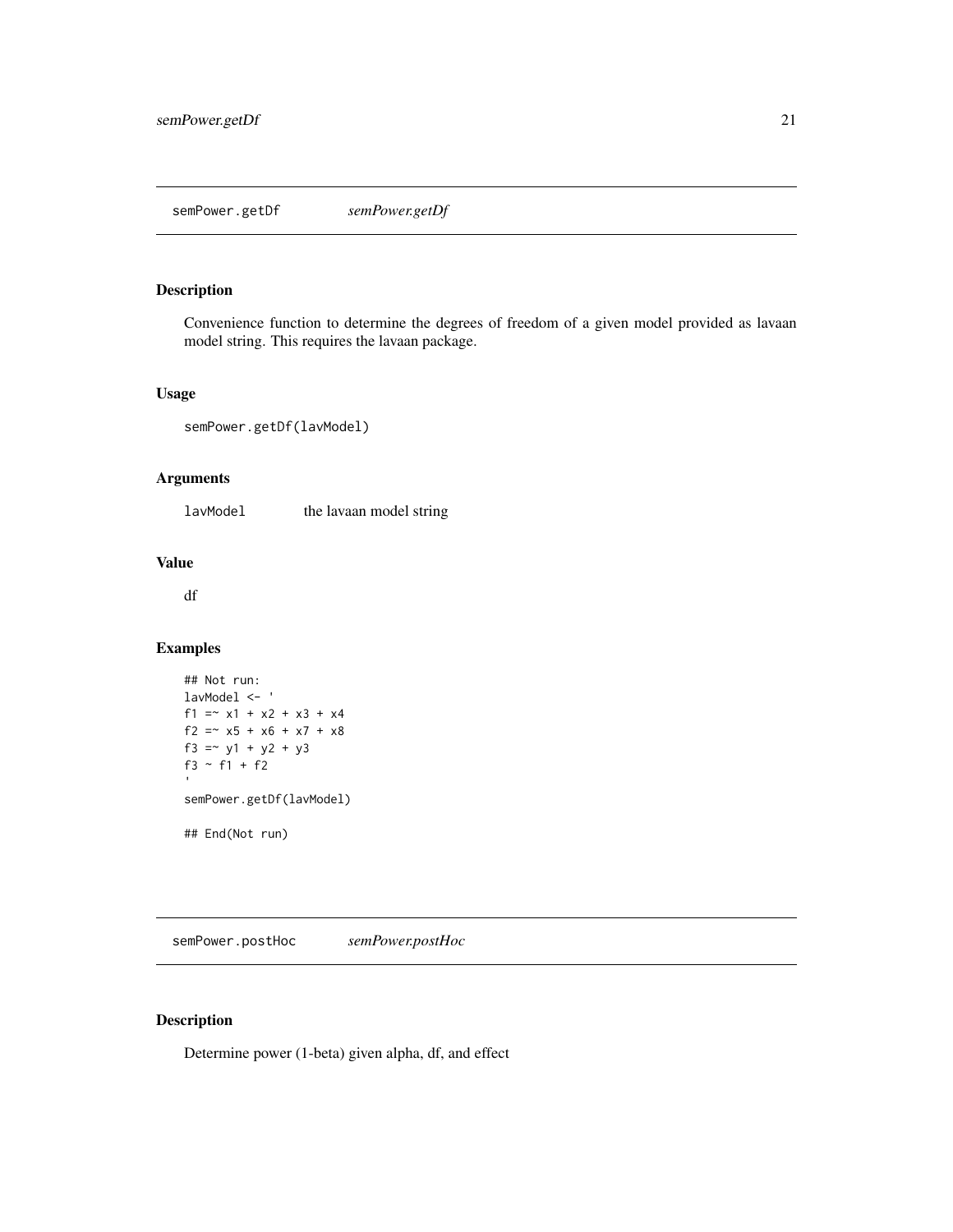## semPower.getDf *semPower.getDf*

### Description

Convenience function to determine the degrees of freedom of a given model provided as lavaan model string. This requires the lavaan package.

### Usage

```
semPower.getDf(lavModel)
```

### Arguments

| | |
|---|---|
| lavModel | the lavaan model string |

### Value

df

### Examples

```
## Not run:
lavModel <- '
f1 =~ x1 + x2 + x3 + x4
f2 =~ x5 + x6 + x7 + x8
f3 =~ y1 + y2 + y3
f3 ~ f1 + f2
'
semPower.getDf(lavModel)

## End(Not run)
```

## semPower.postHoc *semPower.postHoc*

### Description

Determine power (1-beta) given alpha, df, and effect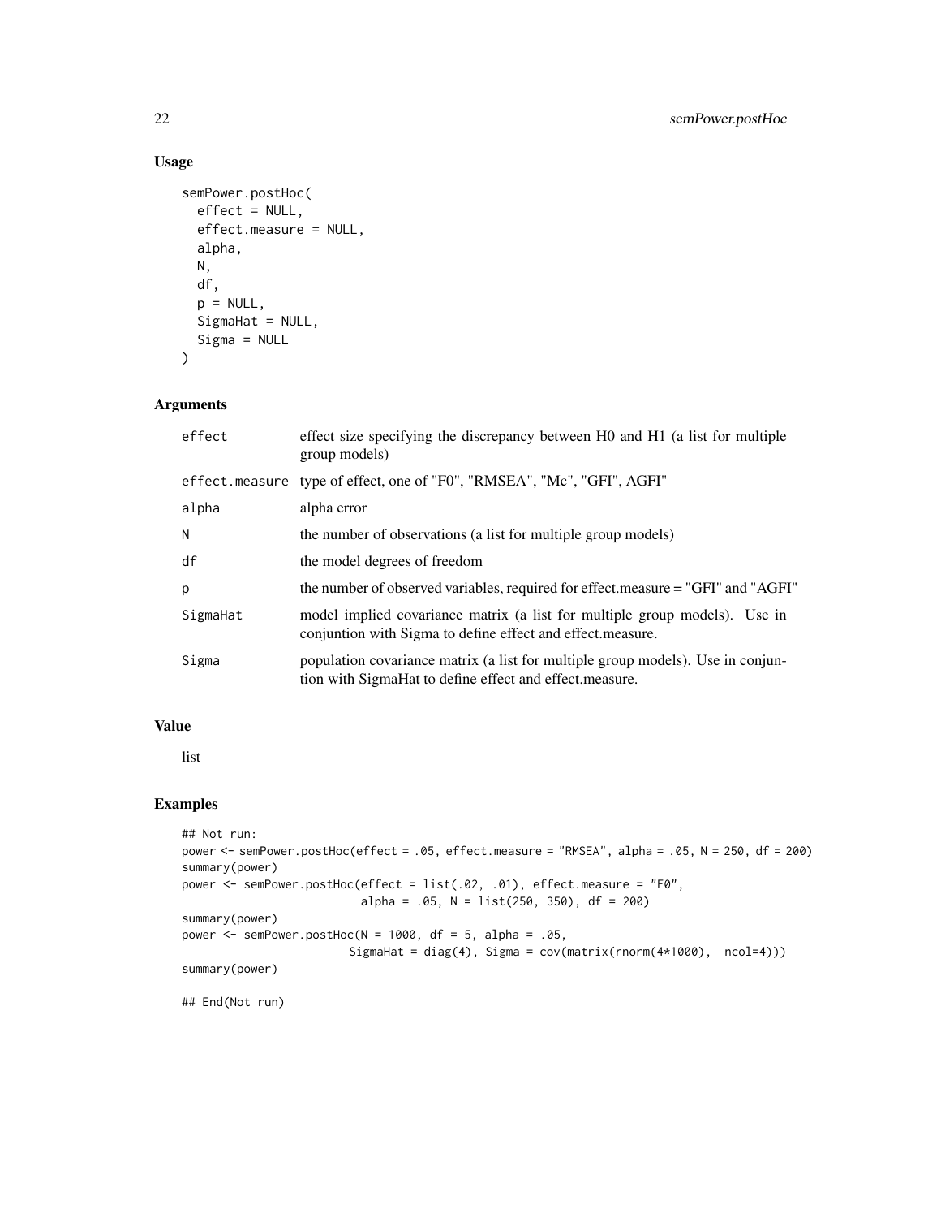## Usage

```
semPower.postHoc(
  effect = NULL,
  effect.measure = NULL,
  alpha,
  N,
  df,
  p = NULL,
  SigmaHat = NULL,
  Sigma = NULL
)
```

## Arguments

| | |
|---|---|
| `effect` | effect size specifying the discrepancy between H0 and H1 (a list for multiple group models) |
| `effect.measure` | type of effect, one of "F0", "RMSEA", "Mc", "GFI", AGFI" |
| `alpha` | alpha error |
| `N` | the number of observations (a list for multiple group models) |
| `df` | the model degrees of freedom |
| `p` | the number of observed variables, required for effect.measure = "GFI" and "AGFI" |
| `SigmaHat` | model implied covariance matrix (a list for multiple group models). Use in conjuntion with Sigma to define effect and effect.measure. |
| `Sigma` | population covariance matrix (a list for multiple group models). Use in conjuntion with SigmaHat to define effect and effect.measure. |

## Value

list

## Examples

```
## Not run:
power <- semPower.postHoc(effect = .05, effect.measure = "RMSEA", alpha = .05, N = 250, df = 200)
summary(power)
power <- semPower.postHoc(effect = list(.02, .01), effect.measure = "F0",
                          alpha = .05, N = list(250, 350), df = 200)
summary(power)
power <- semPower.postHoc(N = 1000, df = 5, alpha = .05,
                         SigmaHat = diag(4), Sigma = cov(matrix(rnorm(4*1000),  ncol=4)))
summary(power)

## End(Not run)
```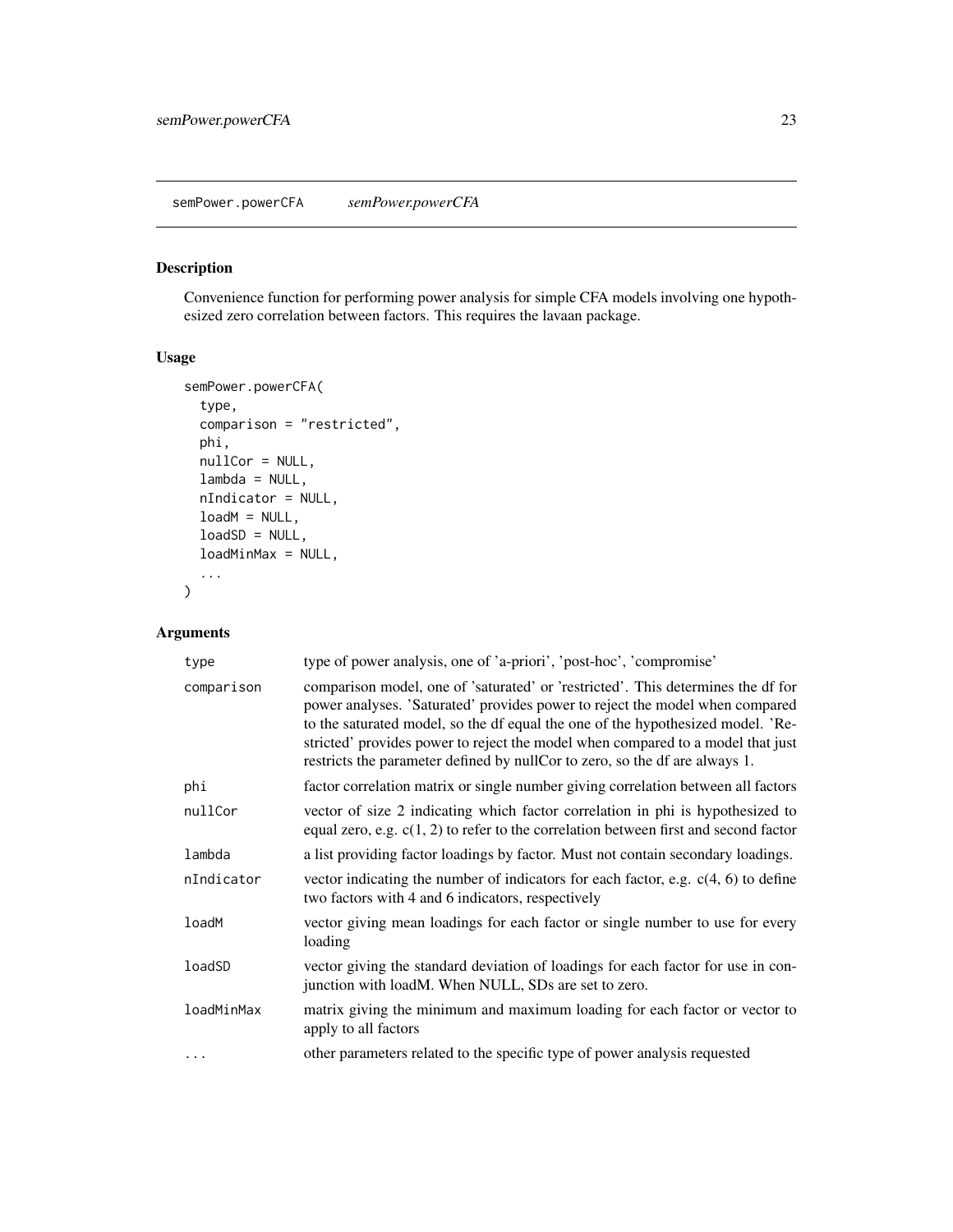semPower.powerCFA *semPower.powerCFA*

## Description

Convenience function for performing power analysis for simple CFA models involving one hypothesized zero correlation between factors. This requires the lavaan package.

## Usage

```
semPower.powerCFA(
  type,
  comparison = "restricted",
  phi,
  nullCor = NULL,
  lambda = NULL,
  nIndicator = NULL,
  loadM = NULL,
  loadSD = NULL,
  loadMinMax = NULL,
  ...
)
```

## Arguments

| Argument | Description |
|---|---|
| `type` | type of power analysis, one of 'a-priori', 'post-hoc', 'compromise' |
| `comparison` | comparison model, one of 'saturated' or 'restricted'. This determines the df for power analyses. 'Saturated' provides power to reject the model when compared to the saturated model, so the df equal the one of the hypothesized model. 'Restricted' provides power to reject the model when compared to a model that just restricts the parameter defined by nullCor to zero, so the df are always 1. |
| `phi` | factor correlation matrix or single number giving correlation between all factors |
| `nullCor` | vector of size 2 indicating which factor correlation in phi is hypothesized to equal zero, e.g. c(1, 2) to refer to the correlation between first and second factor |
| `lambda` | a list providing factor loadings by factor. Must not contain secondary loadings. |
| `nIndicator` | vector indicating the number of indicators for each factor, e.g. c(4, 6) to define two factors with 4 and 6 indicators, respectively |
| `loadM` | vector giving mean loadings for each factor or single number to use for every loading |
| `loadSD` | vector giving the standard deviation of loadings for each factor for use in conjunction with loadM. When NULL, SDs are set to zero. |
| `loadMinMax` | matrix giving the minimum and maximum loading for each factor or vector to apply to all factors |
| `...` | other parameters related to the specific type of power analysis requested |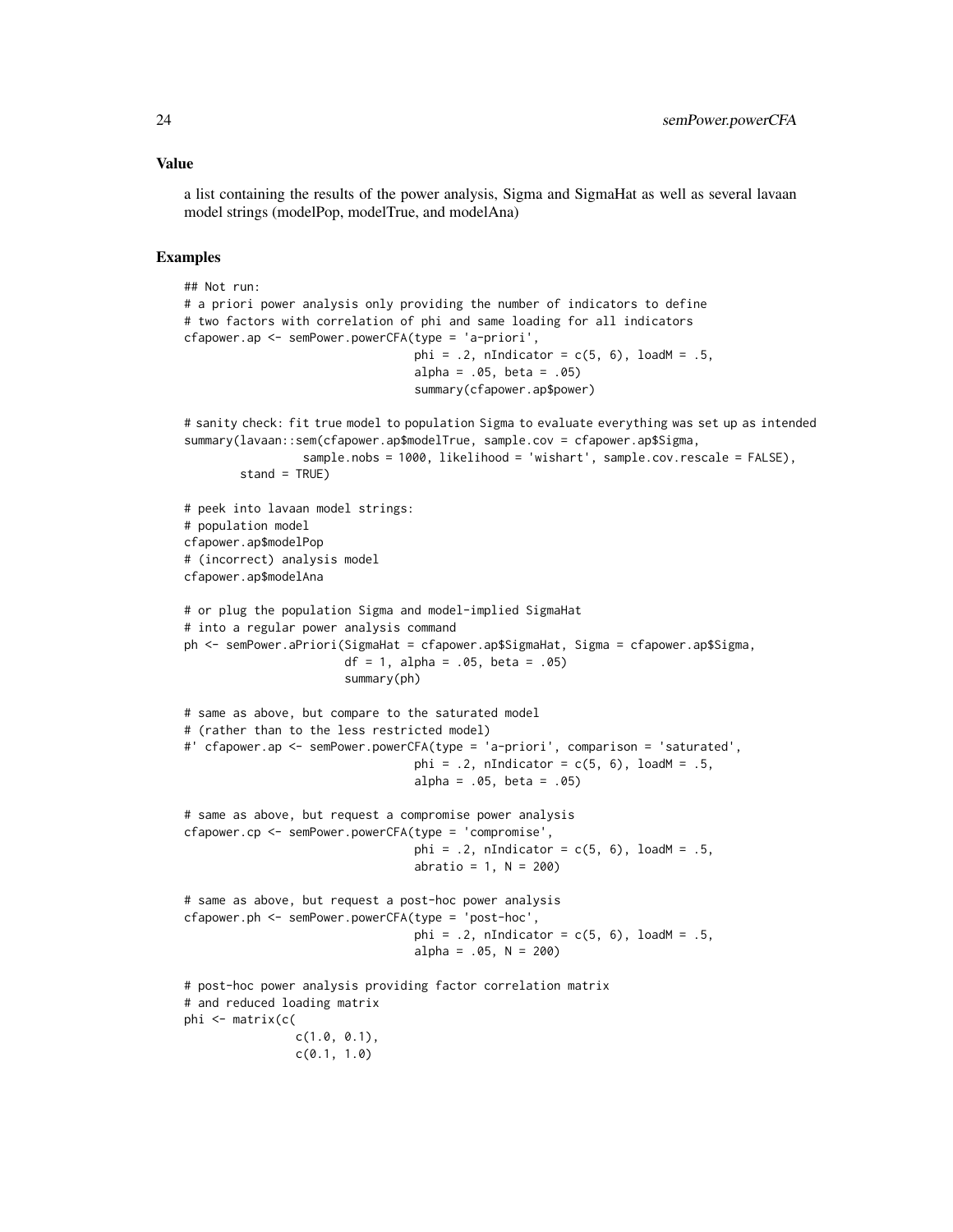### Value

a list containing the results of the power analysis, Sigma and SigmaHat as well as several lavaan model strings (modelPop, modelTrue, and modelAna)

### Examples

```
## Not run:
# a priori power analysis only providing the number of indicators to define
# two factors with correlation of phi and same loading for all indicators
cfapower.ap <- semPower.powerCFA(type = 'a-priori',
                                 phi = .2, nIndicator = c(5, 6), loadM = .5,
                                 alpha = .05, beta = .05)
                                 summary(cfapower.ap$power)

# sanity check: fit true model to population Sigma to evaluate everything was set up as intended
summary(lavaan::sem(cfapower.ap$modelTrue, sample.cov = cfapower.ap$Sigma,
                  sample.nobs = 1000, likelihood = 'wishart', sample.cov.rescale = FALSE),
        stand = TRUE)

# peek into lavaan model strings:
# population model
cfapower.ap$modelPop
# (incorrect) analysis model
cfapower.ap$modelAna

# or plug the population Sigma and model-implied SigmaHat
# into a regular power analysis command
ph <- semPower.aPriori(SigmaHat = cfapower.ap$SigmaHat, Sigma = cfapower.ap$Sigma,
                       df = 1, alpha = .05, beta = .05)
                       summary(ph)

# same as above, but compare to the saturated model
# (rather than to the less restricted model)
#' cfapower.ap <- semPower.powerCFA(type = 'a-priori', comparison = 'saturated',
                                 phi = .2, nIndicator = c(5, 6), loadM = .5,
                                 alpha = .05, beta = .05)

# same as above, but request a compromise power analysis
cfapower.cp <- semPower.powerCFA(type = 'compromise',
                                 phi = .2, nIndicator = c(5, 6), loadM = .5,
                                 abratio = 1, N = 200)

# same as above, but request a post-hoc power analysis
cfapower.ph <- semPower.powerCFA(type = 'post-hoc',
                                 phi = .2, nIndicator = c(5, 6), loadM = .5,
                                 alpha = .05, N = 200)

# post-hoc power analysis providing factor correlation matrix
# and reduced loading matrix
phi <- matrix(c(
                c(1.0, 0.1),
                c(0.1, 1.0)
```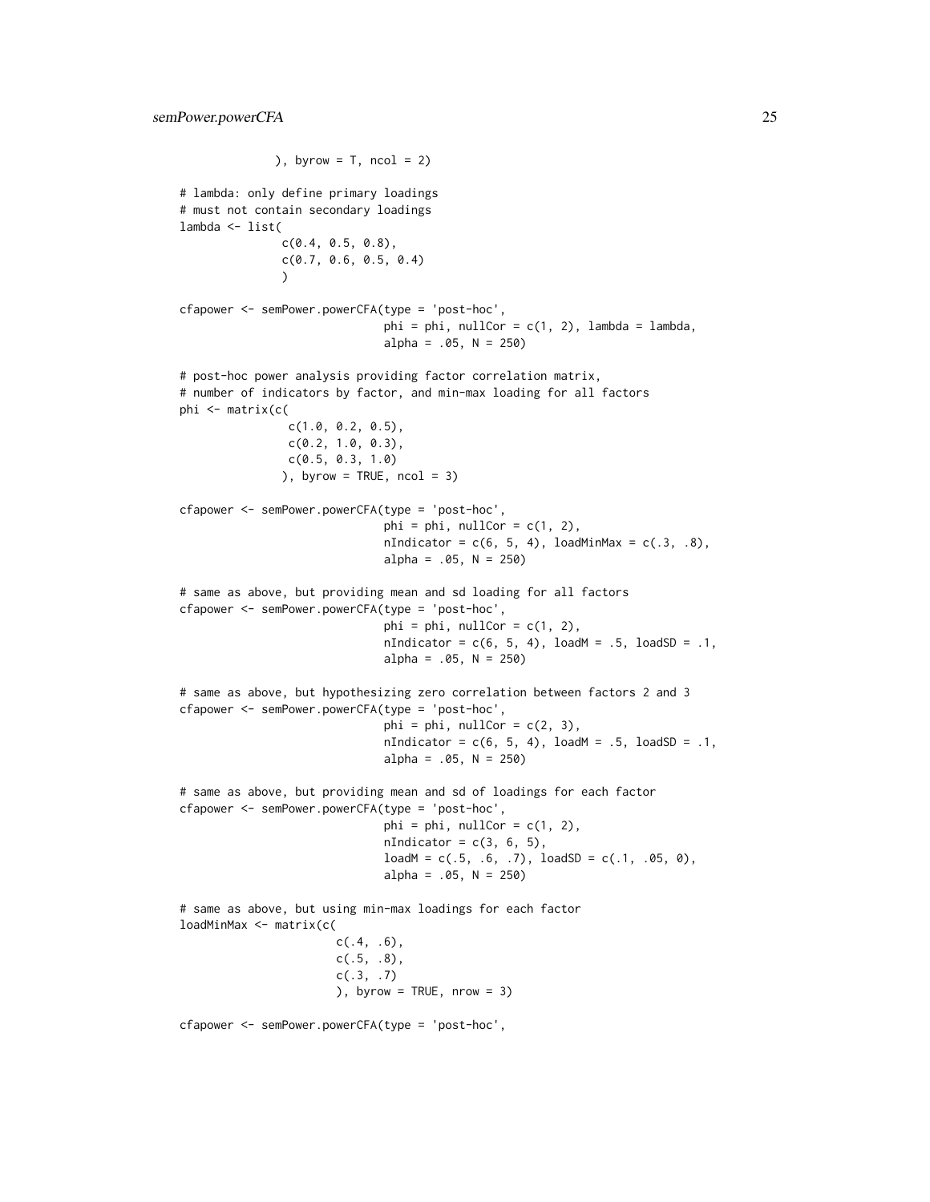```
             ), byrow = T, ncol = 2)

# lambda: only define primary loadings
# must not contain secondary loadings
lambda <- list(
               c(0.4, 0.5, 0.8),
               c(0.7, 0.6, 0.5, 0.4)
               )

cfapower <- semPower.powerCFA(type = 'post-hoc',
                              phi = phi, nullCor = c(1, 2), lambda = lambda,
                              alpha = .05, N = 250)

# post-hoc power analysis providing factor correlation matrix,
# number of indicators by factor, and min-max loading for all factors
phi <- matrix(c(
                c(1.0, 0.2, 0.5),
                c(0.2, 1.0, 0.3),
                c(0.5, 0.3, 1.0)
               ), byrow = TRUE, ncol = 3)

cfapower <- semPower.powerCFA(type = 'post-hoc',
                              phi = phi, nullCor = c(1, 2),
                              nIndicator = c(6, 5, 4), loadMinMax = c(.3, .8),
                              alpha = .05, N = 250)

# same as above, but providing mean and sd loading for all factors
cfapower <- semPower.powerCFA(type = 'post-hoc',
                              phi = phi, nullCor = c(1, 2),
                              nIndicator = c(6, 5, 4), loadM = .5, loadSD = .1,
                              alpha = .05, N = 250)

# same as above, but hypothesizing zero correlation between factors 2 and 3
cfapower <- semPower.powerCFA(type = 'post-hoc',
                              phi = phi, nullCor = c(2, 3),
                              nIndicator = c(6, 5, 4), loadM = .5, loadSD = .1,
                              alpha = .05, N = 250)

# same as above, but providing mean and sd of loadings for each factor
cfapower <- semPower.powerCFA(type = 'post-hoc',
                              phi = phi, nullCor = c(1, 2),
                              nIndicator = c(3, 6, 5),
                              loadM = c(.5, .6, .7), loadSD = c(.1, .05, 0),
                              alpha = .05, N = 250)

# same as above, but using min-max loadings for each factor
loadMinMax <- matrix(c(
                     c(.4, .6),
                     c(.5, .8),
                     c(.3, .7)
                     ), byrow = TRUE, nrow = 3)

cfapower <- semPower.powerCFA(type = 'post-hoc',
```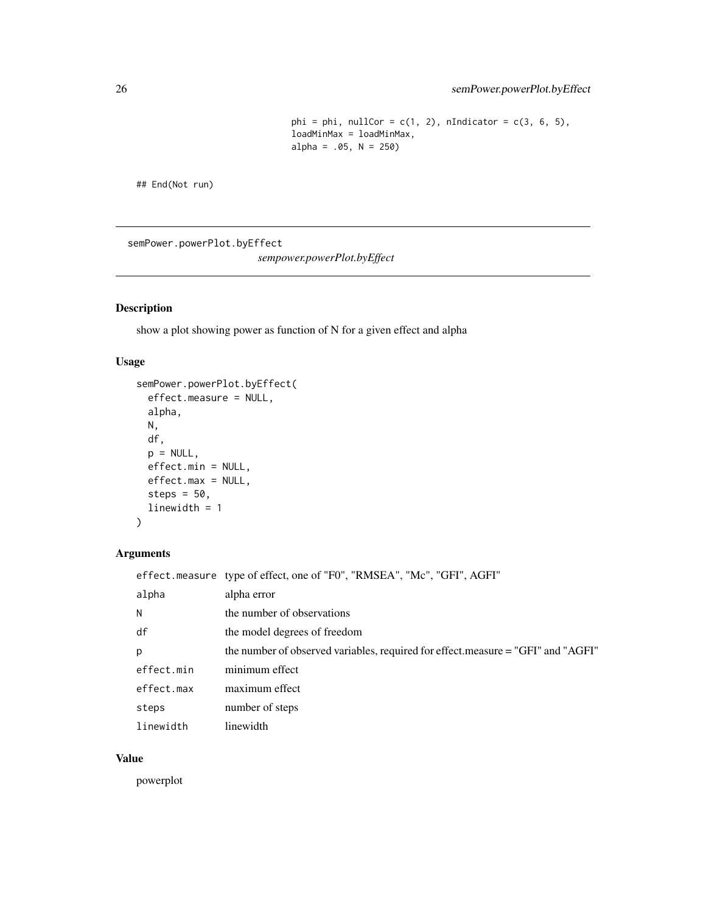```
                                  phi = phi, nullCor = c(1, 2), nIndicator = c(3, 6, 5),
                                  loadMinMax = loadMinMax,
                                  alpha = .05, N = 250)


## End(Not run)
```

---

semPower.powerPlot.byEffect

*sempower.powerPlot.byEffect*

---

## Description

show a plot showing power as function of N for a given effect and alpha

## Usage

```
semPower.powerPlot.byEffect(
  effect.measure = NULL,
  alpha,
  N,
  df,
  p = NULL,
  effect.min = NULL,
  effect.max = NULL,
  steps = 50,
  linewidth = 1
)
```

## Arguments

| | |
|---|---|
| effect.measure | type of effect, one of "F0", "RMSEA", "Mc", "GFI", AGFI" |
| alpha | alpha error |
| N | the number of observations |
| df | the model degrees of freedom |
| p | the number of observed variables, required for effect.measure = "GFI" and "AGFI" |
| effect.min | minimum effect |
| effect.max | maximum effect |
| steps | number of steps |
| linewidth | linewidth |

## Value

powerplot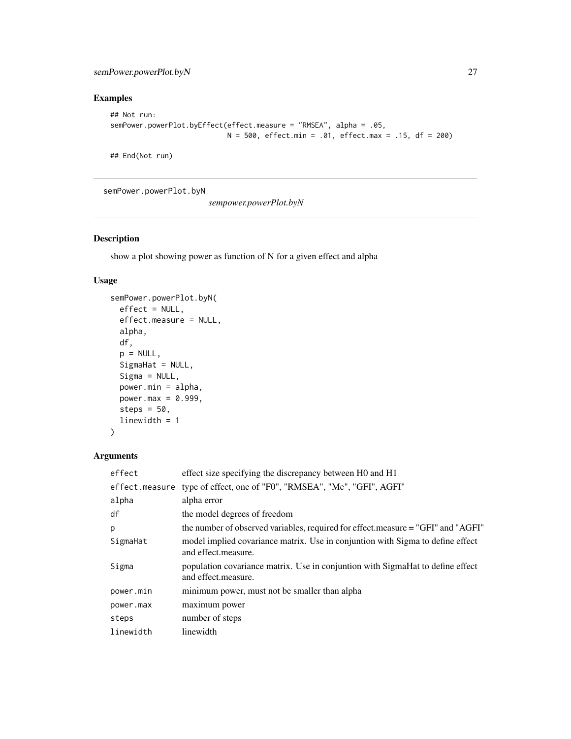## Examples

```
## Not run:
semPower.powerPlot.byEffect(effect.measure = "RMSEA", alpha = .05,
                            N = 500, effect.min = .01, effect.max = .15, df = 200)

## End(Not run)
```

---

# semPower.powerPlot.byN    *sempower.powerPlot.byN*

---

## Description

show a plot showing power as function of N for a given effect and alpha

## Usage

```
semPower.powerPlot.byN(
  effect = NULL,
  effect.measure = NULL,
  alpha,
  df,
  p = NULL,
  SigmaHat = NULL,
  Sigma = NULL,
  power.min = alpha,
  power.max = 0.999,
  steps = 50,
  linewidth = 1
)
```

## Arguments

| | |
|---|---|
| `effect` | effect size specifying the discrepancy between H0 and H1 |
| `effect.measure` | type of effect, one of "F0", "RMSEA", "Mc", "GFI", AGFI" |
| `alpha` | alpha error |
| `df` | the model degrees of freedom |
| `p` | the number of observed variables, required for effect.measure = "GFI" and "AGFI" |
| `SigmaHat` | model implied covariance matrix. Use in conjuntion with Sigma to define effect and effect.measure. |
| `Sigma` | population covariance matrix. Use in conjuntion with SigmaHat to define effect and effect.measure. |
| `power.min` | minimum power, must not be smaller than alpha |
| `power.max` | maximum power |
| `steps` | number of steps |
| `linewidth` | linewidth |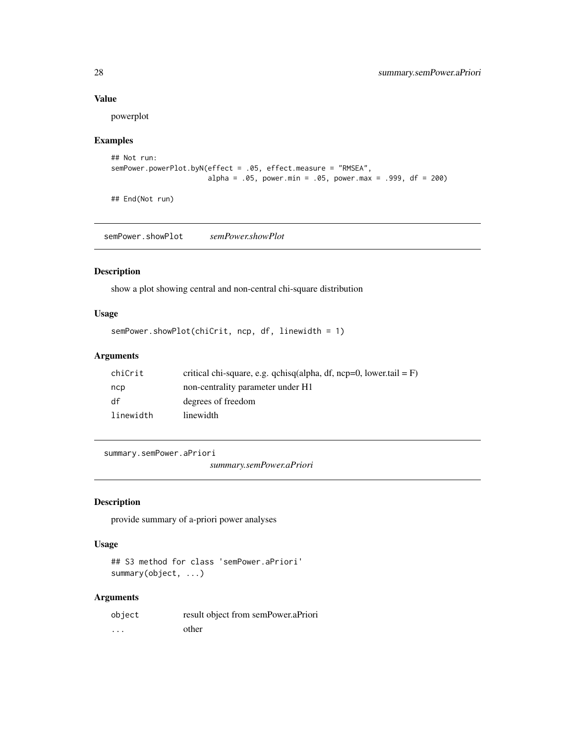### Value

powerplot

### Examples

```
## Not run:
semPower.powerPlot.byN(effect = .05, effect.measure = "RMSEA",
                       alpha = .05, power.min = .05, power.max = .999, df = 200)

## End(Not run)
```

## semPower.showPlot *semPower.showPlot*

### Description

show a plot showing central and non-central chi-square distribution

### Usage

```
semPower.showPlot(chiCrit, ncp, df, linewidth = 1)
```

### Arguments

| | |
|---|---|
| chiCrit | critical chi-square, e.g. qchisq(alpha, df, ncp=0, lower.tail = F) |
| ncp | non-centrality parameter under H1 |
| df | degrees of freedom |
| linewidth | linewidth |

## summary.semPower.aPriori *summary.semPower.aPriori*

### Description

provide summary of a-priori power analyses

### Usage

```
## S3 method for class 'semPower.aPriori'
summary(object, ...)
```

### Arguments

| | |
|---|---|
| object | result object from semPower.aPriori |
| ... | other |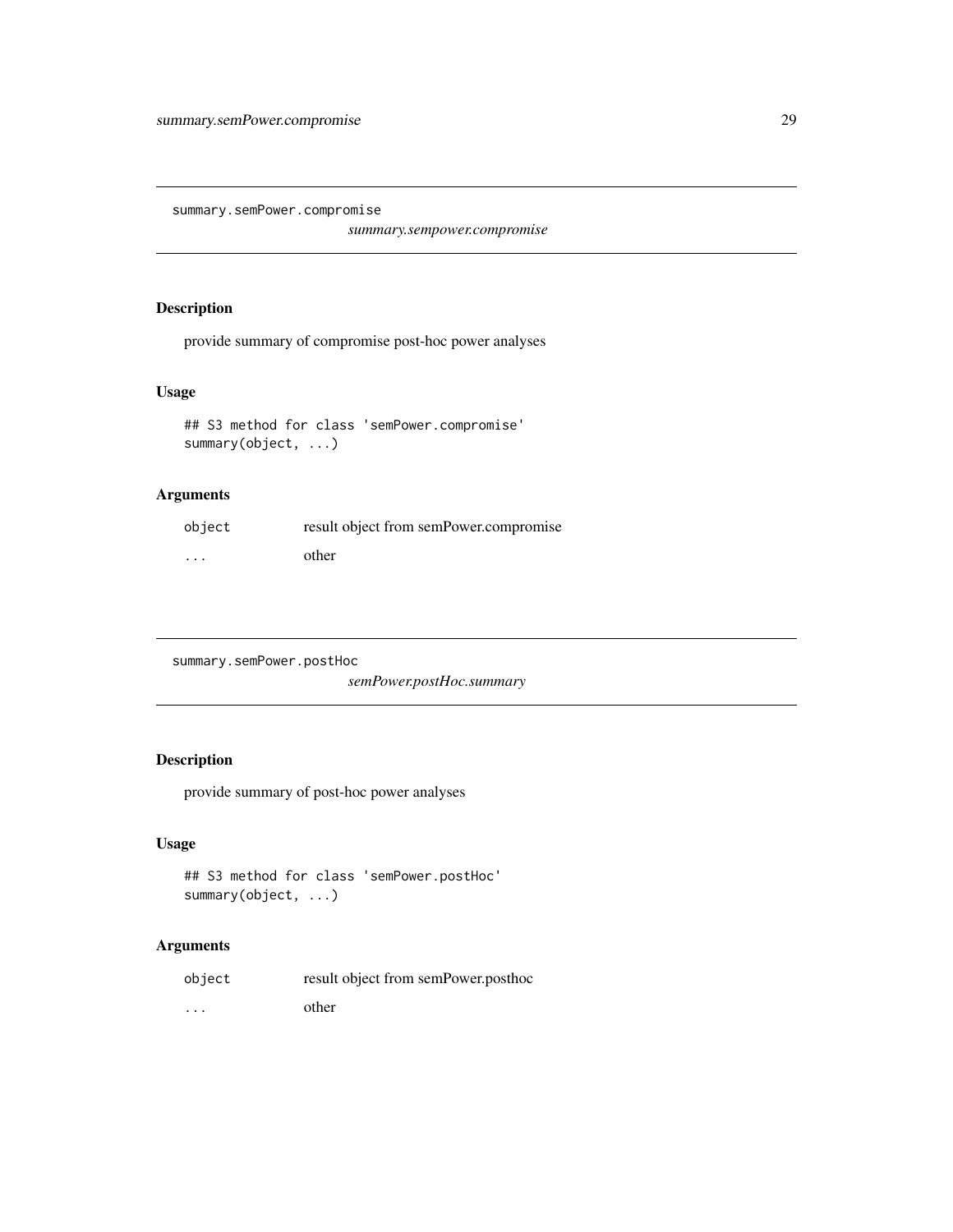## summary.semPower.compromise

*summary.sempower.compromise*

### Description

provide summary of compromise post-hoc power analyses

### Usage

```
## S3 method for class 'semPower.compromise'
summary(object, ...)
```

### Arguments

| | |
|---|---|
| object | result object from semPower.compromise |
| ... | other |

## summary.semPower.postHoc

*semPower.postHoc.summary*

### Description

provide summary of post-hoc power analyses

### Usage

```
## S3 method for class 'semPower.postHoc'
summary(object, ...)
```

### Arguments

| | |
|---|---|
| object | result object from semPower.posthoc |
| ... | other |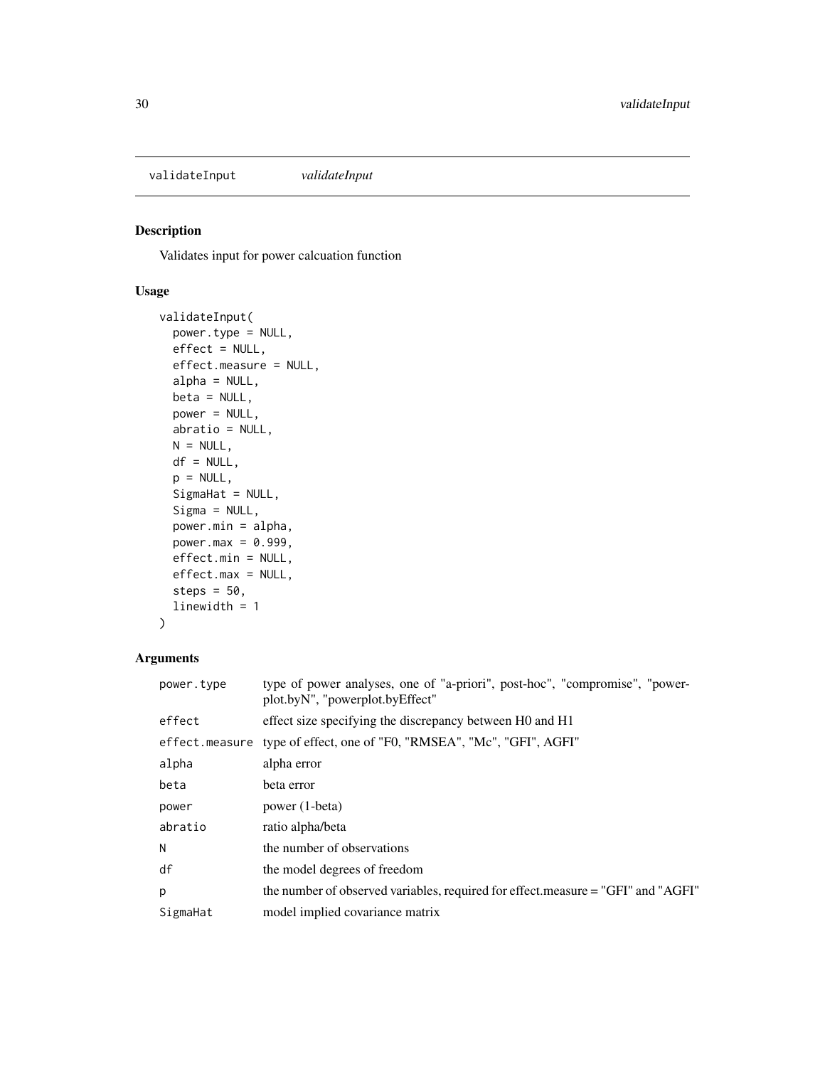## validateInput    *validateInput*

### Description

Validates input for power calcuation function

### Usage

```
validateInput(
  power.type = NULL,
  effect = NULL,
  effect.measure = NULL,
  alpha = NULL,
  beta = NULL,
  power = NULL,
  abratio = NULL,
  N = NULL,
  df = NULL,
  p = NULL,
  SigmaHat = NULL,
  Sigma = NULL,
  power.min = alpha,
  power.max = 0.999,
  effect.min = NULL,
  effect.max = NULL,
  steps = 50,
  linewidth = 1
)
```

### Arguments

| | |
|---|---|
| `power.type` | type of power analyses, one of "a-priori", post-hoc", "compromise", "powerplot.byN", "powerplot.byEffect" |
| `effect` | effect size specifying the discrepancy between H0 and H1 |
| `effect.measure` | type of effect, one of "F0, "RMSEA", "Mc", "GFI", AGFI" |
| `alpha` | alpha error |
| `beta` | beta error |
| `power` | power (1-beta) |
| `abratio` | ratio alpha/beta |
| `N` | the number of observations |
| `df` | the model degrees of freedom |
| `p` | the number of observed variables, required for effect.measure = "GFI" and "AGFI" |
| `SigmaHat` | model implied covariance matrix |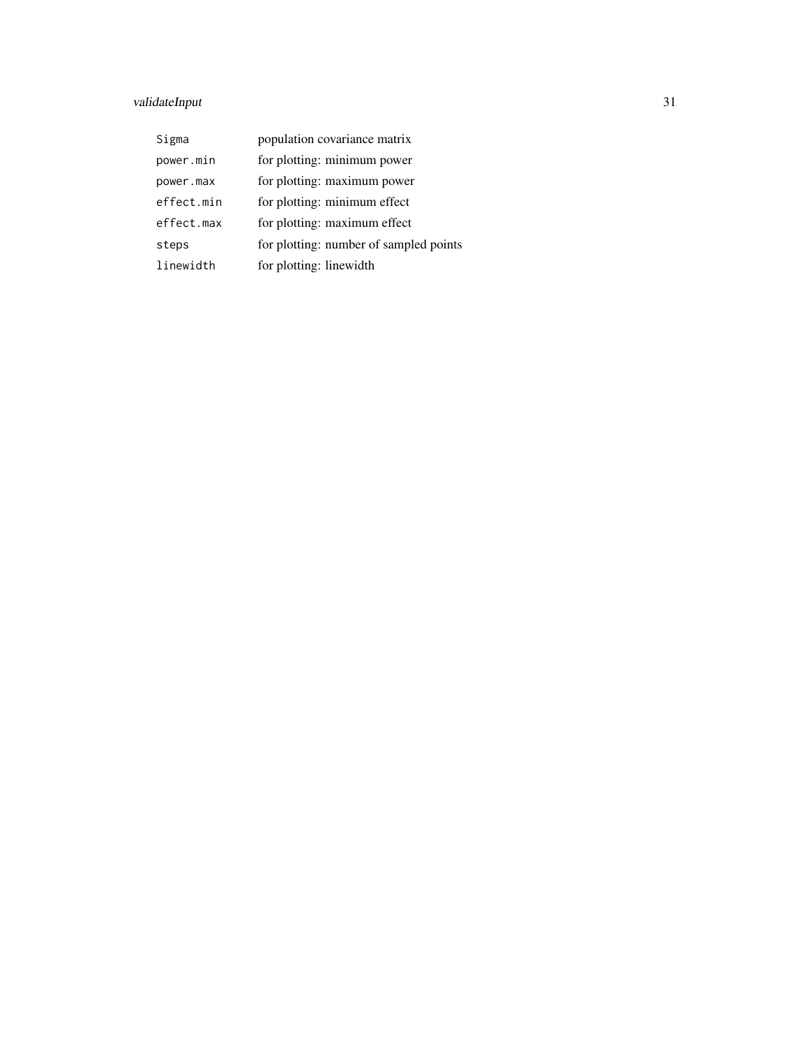| | |
|---|---|
| `Sigma` | population covariance matrix |
| `power.min` | for plotting: minimum power |
| `power.max` | for plotting: maximum power |
| `effect.min` | for plotting: minimum effect |
| `effect.max` | for plotting: maximum effect |
| `steps` | for plotting: number of sampled points |
| `linewidth` | for plotting: linewidth |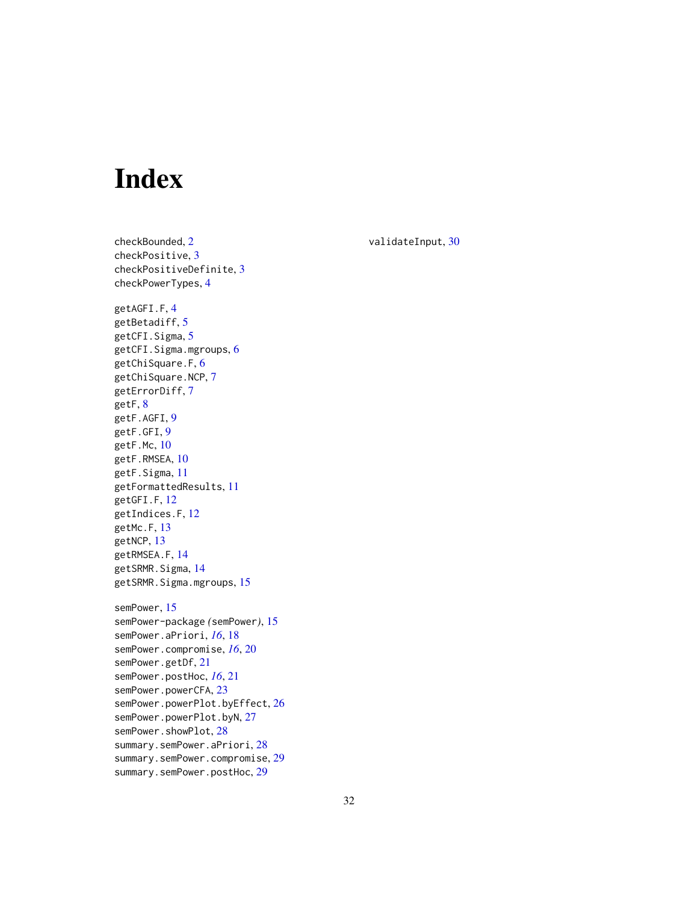# Index

checkBounded, 2
checkPositive, 3
checkPositiveDefinite, 3
checkPowerTypes, 4

getAGFI.F, 4
getBetadiff, 5
getCFI.Sigma, 5
getCFI.Sigma.mgroups, 6
getChiSquare.F, 6
getChiSquare.NCP, 7
getErrorDiff, 7
getF, 8
getF.AGFI, 9
getF.GFI, 9
getF.Mc, 10
getF.RMSEA, 10
getF.Sigma, 11
getFormattedResults, 11
getGFI.F, 12
getIndices.F, 12
getMc.F, 13
getNCP, 13
getRMSEA.F, 14
getSRMR.Sigma, 14
getSRMR.Sigma.mgroups, 15

semPower, 15
semPower-package *(*semPower*)*, 15
semPower.aPriori, *16*, 18
semPower.compromise, *16*, 20
semPower.getDf, 21
semPower.postHoc, *16*, 21
semPower.powerCFA, 23
semPower.powerPlot.byEffect, 26
semPower.powerPlot.byN, 27
semPower.showPlot, 28
summary.semPower.aPriori, 28
summary.semPower.compromise, 29
summary.semPower.postHoc, 29

validateInput, 30